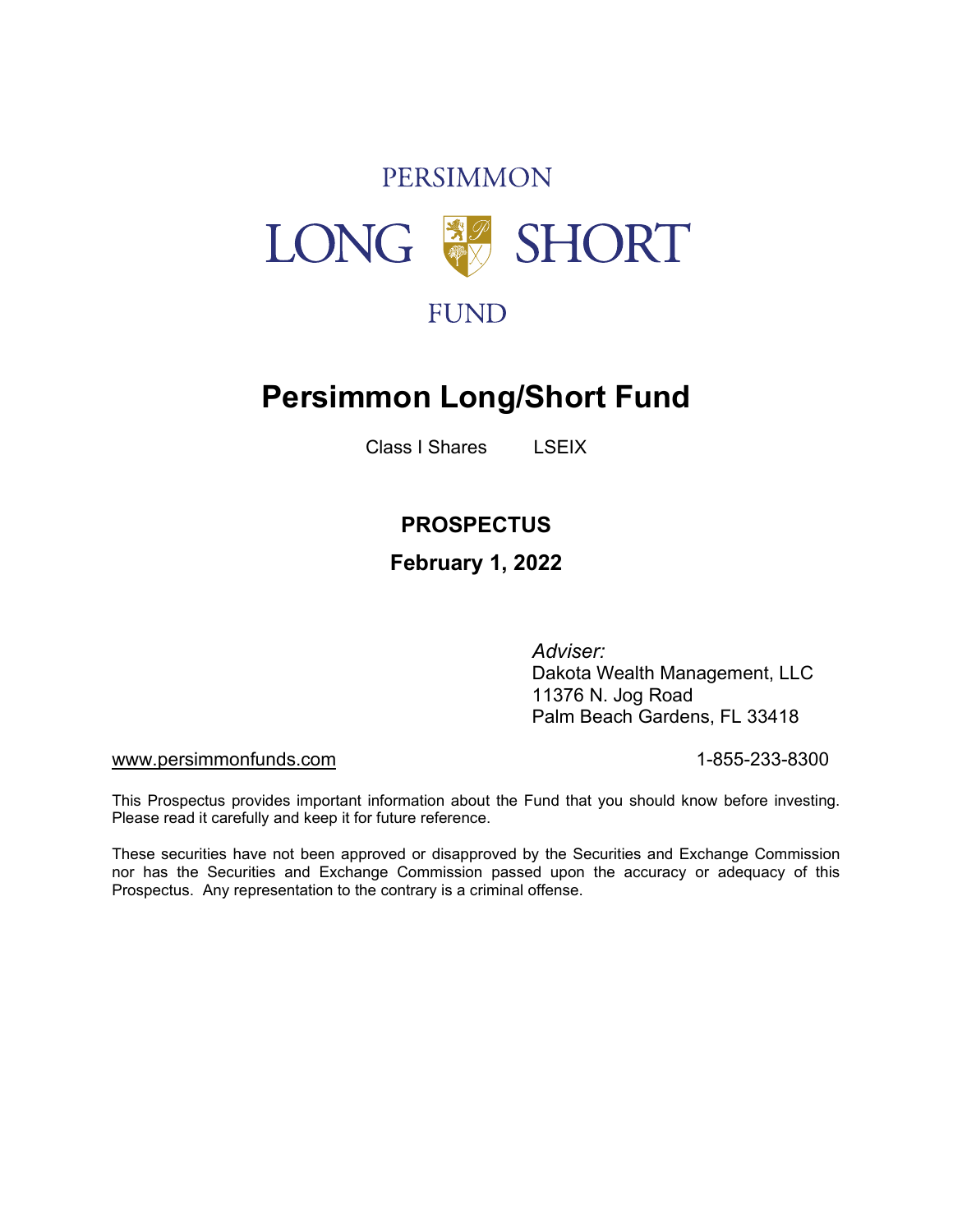PERSIMMON

LONG SHORT

FUND

# Persimmon Long/Short Fund

Class I Shares LSEIX

## PROSPECTUS

**February 1, 2022**

*Adviser:*
Dakota Wealth Management, LLC
11376 N. Jog Road
Palm Beach Gardens, FL 33418

www.persimmonfunds.com 1-855-233-8300

This Prospectus provides important information about the Fund that you should know before investing. Please read it carefully and keep it for future reference.

These securities have not been approved or disapproved by the Securities and Exchange Commission nor has the Securities and Exchange Commission passed upon the accuracy or adequacy of this Prospectus. Any representation to the contrary is a criminal offense.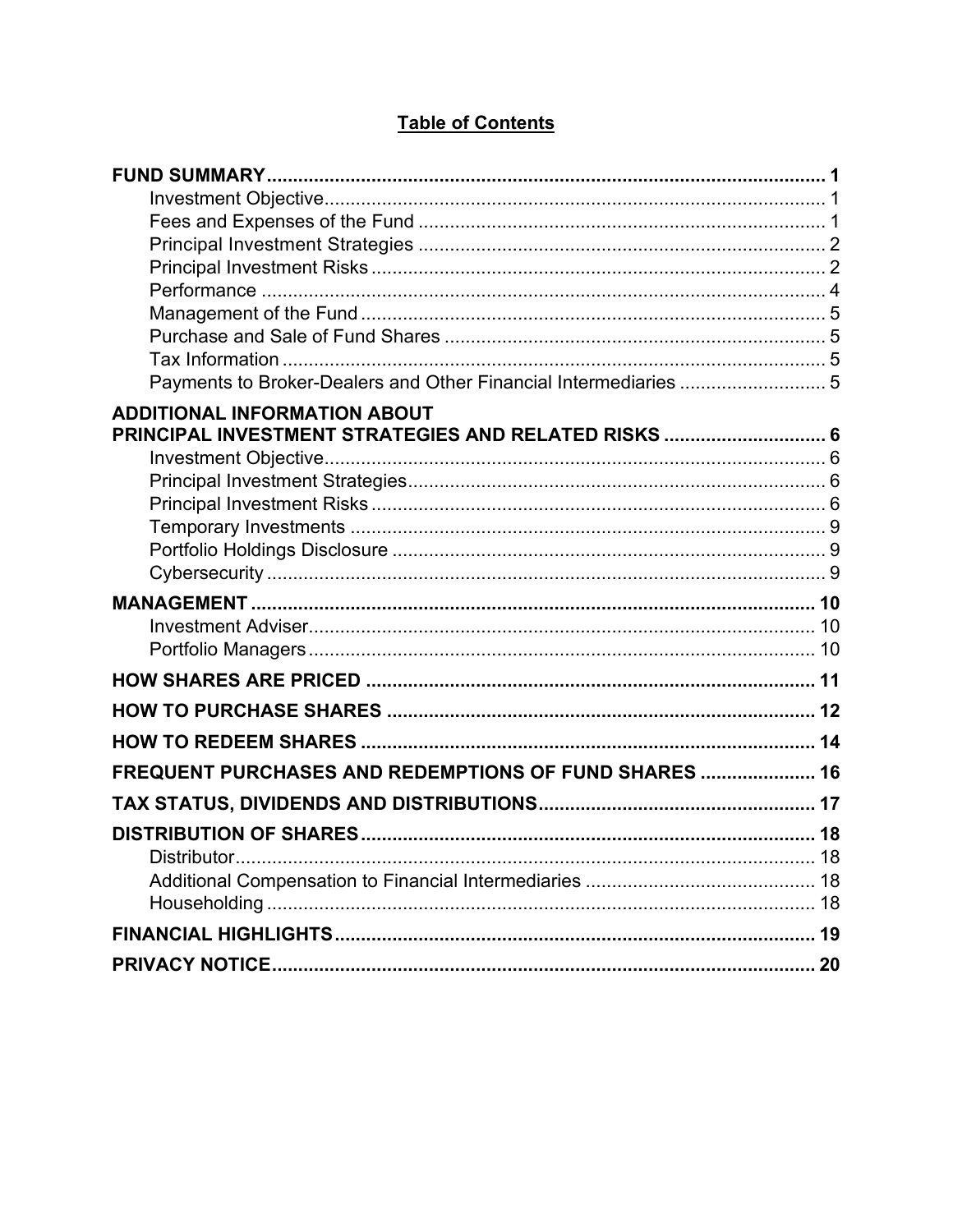# Table of Contents

| | |
|---|---|
| **FUND SUMMARY** | **1** |
| Investment Objective | 1 |
| Fees and Expenses of the Fund | 1 |
| Principal Investment Strategies | 2 |
| Principal Investment Risks | 2 |
| Performance | 4 |
| Management of the Fund | 5 |
| Purchase and Sale of Fund Shares | 5 |
| Tax Information | 5 |
| Payments to Broker-Dealers and Other Financial Intermediaries | 5 |
| **ADDITIONAL INFORMATION ABOUT PRINCIPAL INVESTMENT STRATEGIES AND RELATED RISKS** | **6** |
| Investment Objective | 6 |
| Principal Investment Strategies | 6 |
| Principal Investment Risks | 6 |
| Temporary Investments | 9 |
| Portfolio Holdings Disclosure | 9 |
| Cybersecurity | 9 |
| **MANAGEMENT** | **10** |
| Investment Adviser | 10 |
| Portfolio Managers | 10 |
| **HOW SHARES ARE PRICED** | **11** |
| **HOW TO PURCHASE SHARES** | **12** |
| **HOW TO REDEEM SHARES** | **14** |
| **FREQUENT PURCHASES AND REDEMPTIONS OF FUND SHARES** | **16** |
| **TAX STATUS, DIVIDENDS AND DISTRIBUTIONS** | **17** |
| **DISTRIBUTION OF SHARES** | **18** |
| Distributor | 18 |
| Additional Compensation to Financial Intermediaries | 18 |
| Householding | 18 |
| **FINANCIAL HIGHLIGHTS** | **19** |
| **PRIVACY NOTICE** | **20** |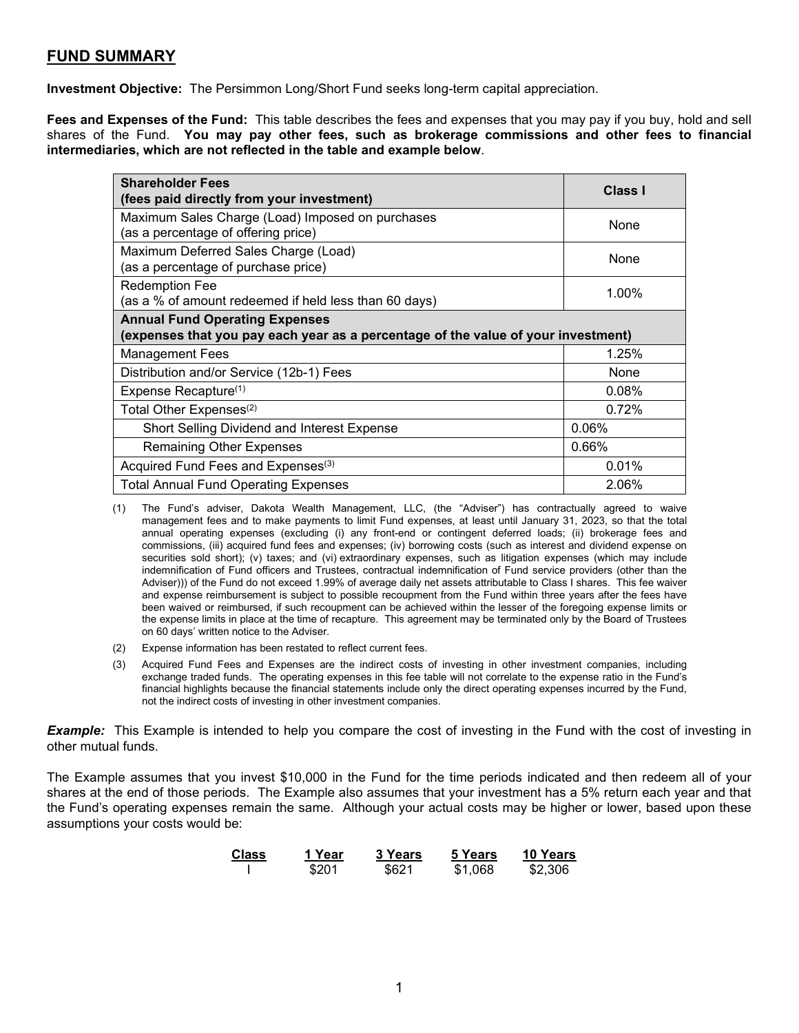## FUND SUMMARY

**Investment Objective:** The Persimmon Long/Short Fund seeks long-term capital appreciation.

**Fees and Expenses of the Fund:** This table describes the fees and expenses that you may pay if you buy, hold and sell shares of the Fund. **You may pay other fees, such as brokerage commissions and other fees to financial intermediaries, which are not reflected in the table and example below**.

| **Shareholder Fees (fees paid directly from your investment)** | **Class I** |
|---|---|
| Maximum Sales Charge (Load) Imposed on purchases (as a percentage of offering price) | None |
| Maximum Deferred Sales Charge (Load) (as a percentage of purchase price) | None |
| Redemption Fee (as a % of amount redeemed if held less than 60 days) | 1.00% |
| **Annual Fund Operating Expenses (expenses that you pay each year as a percentage of the value of your investment)** | |
| Management Fees | 1.25% |
| Distribution and/or Service (12b-1) Fees | None |
| Expense Recapture[(1)] | 0.08% |
| Total Other Expenses[(2)] | 0.72% |
| Short Selling Dividend and Interest Expense | 0.06% |
| Remaining Other Expenses | 0.66% |
| Acquired Fund Fees and Expenses[(3)] | 0.01% |
| Total Annual Fund Operating Expenses | 2.06% |

(1) The Fund's adviser, Dakota Wealth Management, LLC, (the "Adviser") has contractually agreed to waive management fees and to make payments to limit Fund expenses, at least until January 31, 2023, so that the total annual operating expenses (excluding (i) any front-end or contingent deferred loads; (ii) brokerage fees and commissions, (iii) acquired fund fees and expenses; (iv) borrowing costs (such as interest and dividend expense on securities sold short); (v) taxes; and (vi) extraordinary expenses, such as litigation expenses (which may include indemnification of Fund officers and Trustees, contractual indemnification of Fund service providers (other than the Adviser))) of the Fund do not exceed 1.99% of average daily net assets attributable to Class I shares. This fee waiver and expense reimbursement is subject to possible recoupment from the Fund within three years after the fees have been waived or reimbursed, if such recoupment can be achieved within the lesser of the foregoing expense limits or the expense limits in place at the time of recapture. This agreement may be terminated only by the Board of Trustees on 60 days' written notice to the Adviser.

(2) Expense information has been restated to reflect current fees.

(3) Acquired Fund Fees and Expenses are the indirect costs of investing in other investment companies, including exchange traded funds. The operating expenses in this fee table will not correlate to the expense ratio in the Fund's financial highlights because the financial statements include only the direct operating expenses incurred by the Fund, not the indirect costs of investing in other investment companies.

***Example:*** This Example is intended to help you compare the cost of investing in the Fund with the cost of investing in other mutual funds.

The Example assumes that you invest $10,000 in the Fund for the time periods indicated and then redeem all of your shares at the end of those periods. The Example also assumes that your investment has a 5% return each year and that the Fund's operating expenses remain the same. Although your actual costs may be higher or lower, based upon these assumptions your costs would be:

| Class | 1 Year | 3 Years | 5 Years | 10 Years |
|---|---|---|---|---|
| I | $201 | $621 | $1,068 | $2,306 |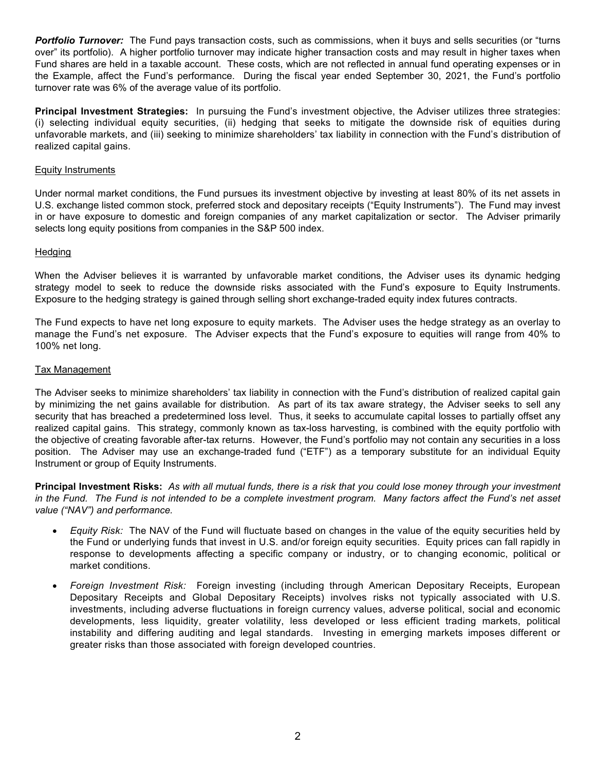***Portfolio Turnover:*** The Fund pays transaction costs, such as commissions, when it buys and sells securities (or "turns over" its portfolio). A higher portfolio turnover may indicate higher transaction costs and may result in higher taxes when Fund shares are held in a taxable account. These costs, which are not reflected in annual fund operating expenses or in the Example, affect the Fund's performance. During the fiscal year ended September 30, 2021, the Fund's portfolio turnover rate was 6% of the average value of its portfolio.

**Principal Investment Strategies:** In pursuing the Fund's investment objective, the Adviser utilizes three strategies: (i) selecting individual equity securities, (ii) hedging that seeks to mitigate the downside risk of equities during unfavorable markets, and (iii) seeking to minimize shareholders' tax liability in connection with the Fund's distribution of realized capital gains.

Equity Instruments

Under normal market conditions, the Fund pursues its investment objective by investing at least 80% of its net assets in U.S. exchange listed common stock, preferred stock and depositary receipts ("Equity Instruments"). The Fund may invest in or have exposure to domestic and foreign companies of any market capitalization or sector. The Adviser primarily selects long equity positions from companies in the S&P 500 index.

Hedging

When the Adviser believes it is warranted by unfavorable market conditions, the Adviser uses its dynamic hedging strategy model to seek to reduce the downside risks associated with the Fund's exposure to Equity Instruments. Exposure to the hedging strategy is gained through selling short exchange-traded equity index futures contracts.

The Fund expects to have net long exposure to equity markets. The Adviser uses the hedge strategy as an overlay to manage the Fund's net exposure. The Adviser expects that the Fund's exposure to equities will range from 40% to 100% net long.

Tax Management

The Adviser seeks to minimize shareholders' tax liability in connection with the Fund's distribution of realized capital gain by minimizing the net gains available for distribution. As part of its tax aware strategy, the Adviser seeks to sell any security that has breached a predetermined loss level. Thus, it seeks to accumulate capital losses to partially offset any realized capital gains. This strategy, commonly known as tax-loss harvesting, is combined with the equity portfolio with the objective of creating favorable after-tax returns. However, the Fund's portfolio may not contain any securities in a loss position. The Adviser may use an exchange-traded fund ("ETF") as a temporary substitute for an individual Equity Instrument or group of Equity Instruments.

**Principal Investment Risks:** *As with all mutual funds, there is a risk that you could lose money through your investment in the Fund. The Fund is not intended to be a complete investment program. Many factors affect the Fund's net asset value ("NAV") and performance.*

- *Equity Risk:* The NAV of the Fund will fluctuate based on changes in the value of the equity securities held by the Fund or underlying funds that invest in U.S. and/or foreign equity securities. Equity prices can fall rapidly in response to developments affecting a specific company or industry, or to changing economic, political or market conditions.

- *Foreign Investment Risk:* Foreign investing (including through American Depositary Receipts, European Depositary Receipts and Global Depositary Receipts) involves risks not typically associated with U.S. investments, including adverse fluctuations in foreign currency values, adverse political, social and economic developments, less liquidity, greater volatility, less developed or less efficient trading markets, political instability and differing auditing and legal standards. Investing in emerging markets imposes different or greater risks than those associated with foreign developed countries.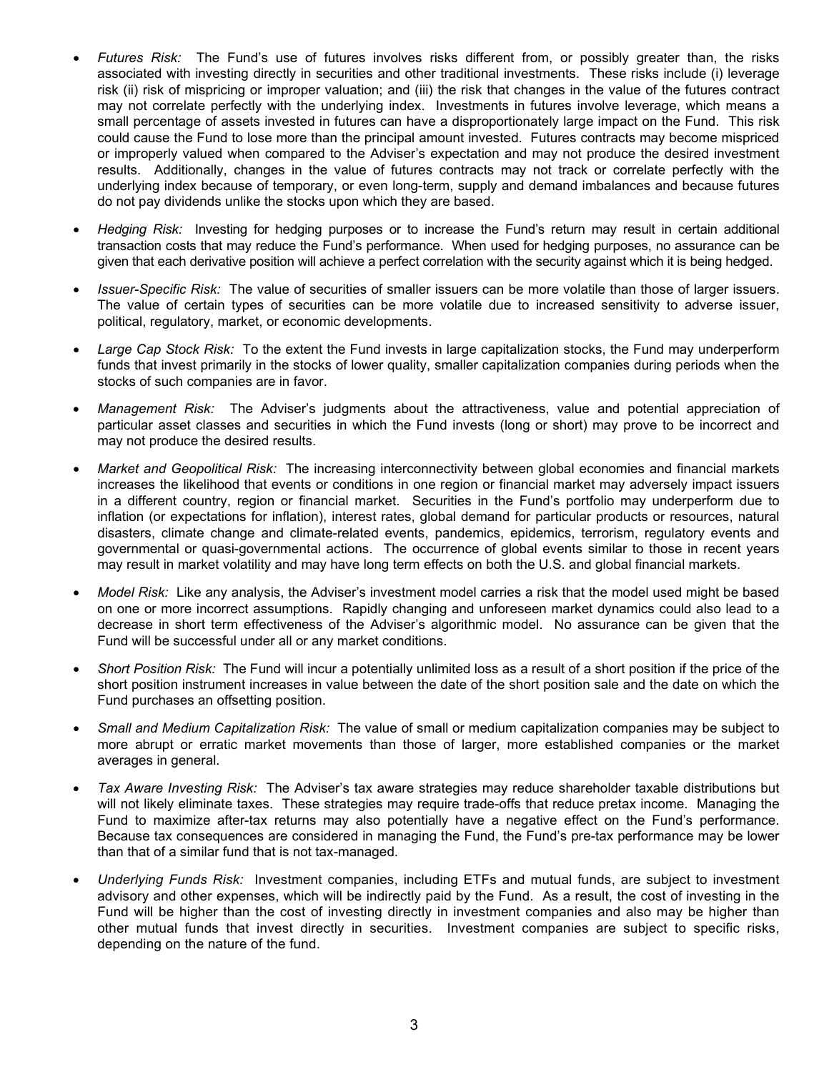- *Futures Risk:* The Fund's use of futures involves risks different from, or possibly greater than, the risks associated with investing directly in securities and other traditional investments. These risks include (i) leverage risk (ii) risk of mispricing or improper valuation; and (iii) the risk that changes in the value of the futures contract may not correlate perfectly with the underlying index. Investments in futures involve leverage, which means a small percentage of assets invested in futures can have a disproportionately large impact on the Fund. This risk could cause the Fund to lose more than the principal amount invested. Futures contracts may become mispriced or improperly valued when compared to the Adviser's expectation and may not produce the desired investment results. Additionally, changes in the value of futures contracts may not track or correlate perfectly with the underlying index because of temporary, or even long-term, supply and demand imbalances and because futures do not pay dividends unlike the stocks upon which they are based.

- *Hedging Risk:* Investing for hedging purposes or to increase the Fund's return may result in certain additional transaction costs that may reduce the Fund's performance. When used for hedging purposes, no assurance can be given that each derivative position will achieve a perfect correlation with the security against which it is being hedged.

- *Issuer-Specific Risk:* The value of securities of smaller issuers can be more volatile than those of larger issuers. The value of certain types of securities can be more volatile due to increased sensitivity to adverse issuer, political, regulatory, market, or economic developments.

- *Large Cap Stock Risk:* To the extent the Fund invests in large capitalization stocks, the Fund may underperform funds that invest primarily in the stocks of lower quality, smaller capitalization companies during periods when the stocks of such companies are in favor.

- *Management Risk:* The Adviser's judgments about the attractiveness, value and potential appreciation of particular asset classes and securities in which the Fund invests (long or short) may prove to be incorrect and may not produce the desired results.

- *Market and Geopolitical Risk:* The increasing interconnectivity between global economies and financial markets increases the likelihood that events or conditions in one region or financial market may adversely impact issuers in a different country, region or financial market. Securities in the Fund's portfolio may underperform due to inflation (or expectations for inflation), interest rates, global demand for particular products or resources, natural disasters, climate change and climate-related events, pandemics, epidemics, terrorism, regulatory events and governmental or quasi-governmental actions. The occurrence of global events similar to those in recent years may result in market volatility and may have long term effects on both the U.S. and global financial markets.

- *Model Risk:* Like any analysis, the Adviser's investment model carries a risk that the model used might be based on one or more incorrect assumptions. Rapidly changing and unforeseen market dynamics could also lead to a decrease in short term effectiveness of the Adviser's algorithmic model. No assurance can be given that the Fund will be successful under all or any market conditions.

- *Short Position Risk:* The Fund will incur a potentially unlimited loss as a result of a short position if the price of the short position instrument increases in value between the date of the short position sale and the date on which the Fund purchases an offsetting position.

- *Small and Medium Capitalization Risk:* The value of small or medium capitalization companies may be subject to more abrupt or erratic market movements than those of larger, more established companies or the market averages in general.

- *Tax Aware Investing Risk:* The Adviser's tax aware strategies may reduce shareholder taxable distributions but will not likely eliminate taxes. These strategies may require trade-offs that reduce pretax income. Managing the Fund to maximize after-tax returns may also potentially have a negative effect on the Fund's performance. Because tax consequences are considered in managing the Fund, the Fund's pre-tax performance may be lower than that of a similar fund that is not tax-managed.

- *Underlying Funds Risk:* Investment companies, including ETFs and mutual funds, are subject to investment advisory and other expenses, which will be indirectly paid by the Fund. As a result, the cost of investing in the Fund will be higher than the cost of investing directly in investment companies and also may be higher than other mutual funds that invest directly in securities. Investment companies are subject to specific risks, depending on the nature of the fund.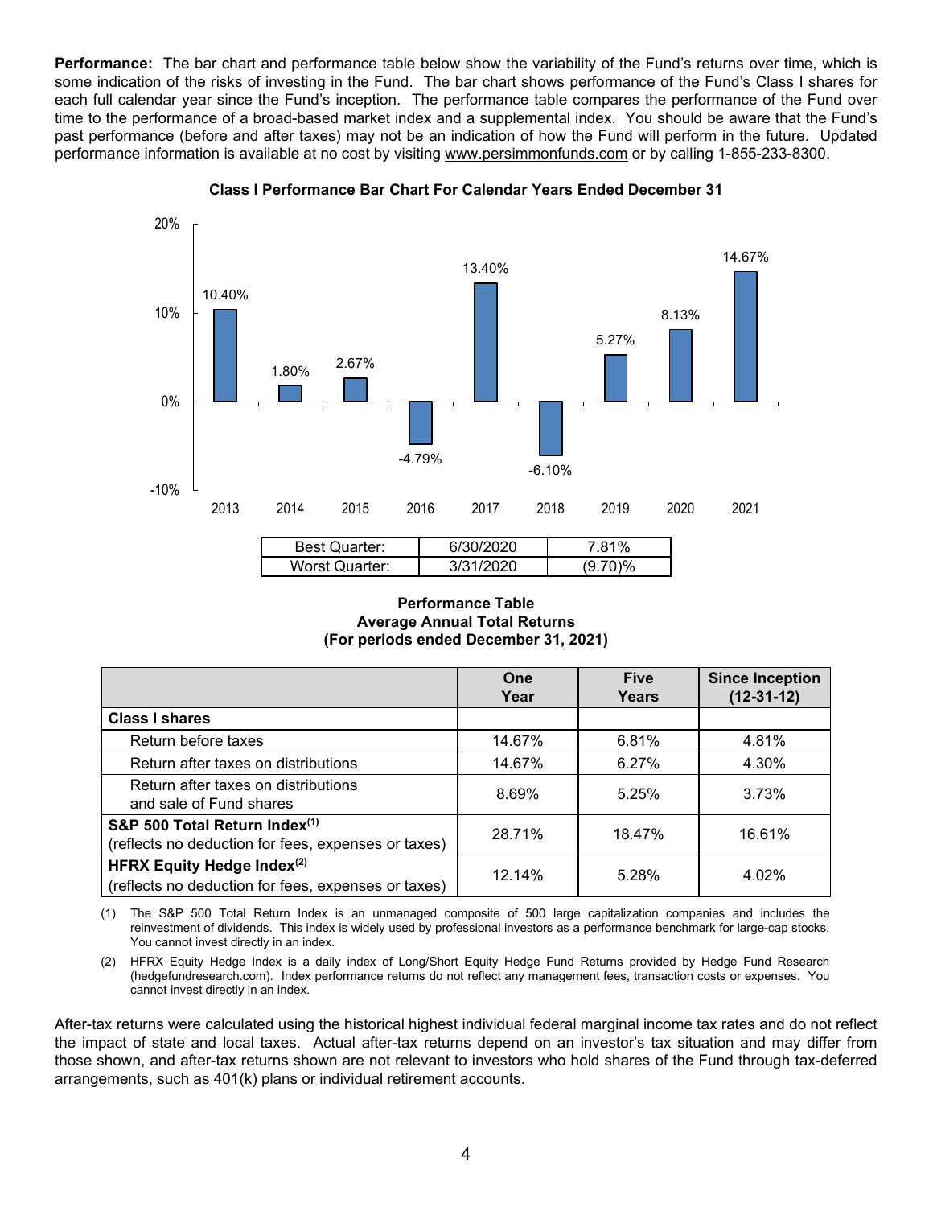**Performance:** The bar chart and performance table below show the variability of the Fund's returns over time, which is some indication of the risks of investing in the Fund. The bar chart shows performance of the Fund's Class I shares for each full calendar year since the Fund's inception. The performance table compares the performance of the Fund over time to the performance of a broad-based market index and a supplemental index. You should be aware that the Fund's past performance (before and after taxes) may not be an indication of how the Fund will perform in the future. Updated performance information is available at no cost by visiting www.persimmonfunds.com or by calling 1-855-233-8300.

**Class I Performance Bar Chart For Calendar Years Ended December 31**

| Year | Return |
|---|---|
| 2013 | 10.40% |
| 2014 | 1.80% |
| 2015 | 2.67% |
| 2016 | -4.79% |
| 2017 | 13.40% |
| 2018 | -6.10% |
| 2019 | 5.27% |
| 2020 | 8.13% |
| 2021 | 14.67% |

| | | |
|---|---|---|
| Best Quarter: | 6/30/2020 | 7.81% |
| Worst Quarter: | 3/31/2020 | (9.70)% |

**Performance Table**
**Average Annual Total Returns**
**(For periods ended December 31, 2021)**

| | One Year | Five Years | Since Inception (12-31-12) |
|---|---|---|---|
| **Class I shares** | | | |
| Return before taxes | 14.67% | 6.81% | 4.81% |
| Return after taxes on distributions | 14.67% | 6.27% | 4.30% |
| Return after taxes on distributions and sale of Fund shares | 8.69% | 5.25% | 3.73% |
| **S&P 500 Total Return Index[(1)]** (reflects no deduction for fees, expenses or taxes) | 28.71% | 18.47% | 16.61% |
| **HFRX Equity Hedge Index[(2)]** (reflects no deduction for fees, expenses or taxes) | 12.14% | 5.28% | 4.02% |

(1) The S&P 500 Total Return Index is an unmanaged composite of 500 large capitalization companies and includes the reinvestment of dividends. This index is widely used by professional investors as a performance benchmark for large-cap stocks. You cannot invest directly in an index.

(2) HFRX Equity Hedge Index is a daily index of Long/Short Equity Hedge Fund Returns provided by Hedge Fund Research (hedgefundresearch.com). Index performance returns do not reflect any management fees, transaction costs or expenses. You cannot invest directly in an index.

After-tax returns were calculated using the historical highest individual federal marginal income tax rates and do not reflect the impact of state and local taxes. Actual after-tax returns depend on an investor's tax situation and may differ from those shown, and after-tax returns shown are not relevant to investors who hold shares of the Fund through tax-deferred arrangements, such as 401(k) plans or individual retirement accounts.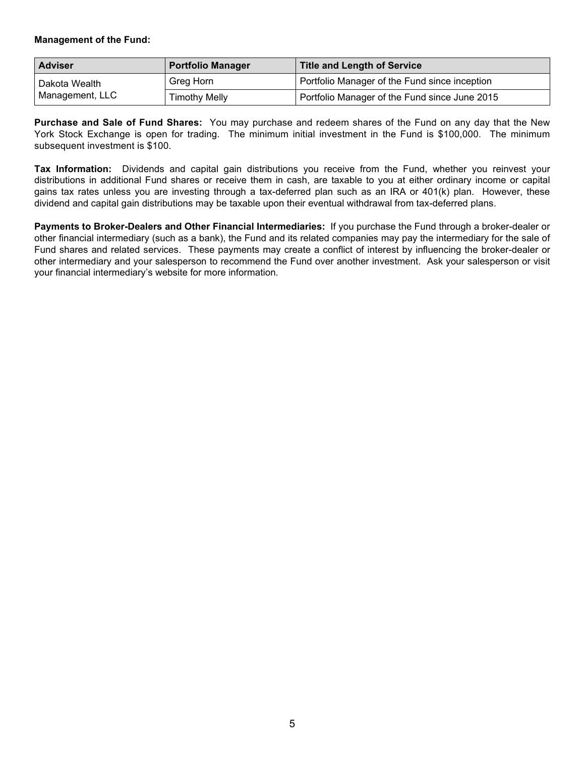**Management of the Fund:**

| Adviser | Portfolio Manager | Title and Length of Service |
|---|---|---|
| Dakota Wealth Management, LLC | Greg Horn | Portfolio Manager of the Fund since inception |
| | Timothy Melly | Portfolio Manager of the Fund since June 2015 |

**Purchase and Sale of Fund Shares:** You may purchase and redeem shares of the Fund on any day that the New York Stock Exchange is open for trading. The minimum initial investment in the Fund is $100,000. The minimum subsequent investment is $100.

**Tax Information:** Dividends and capital gain distributions you receive from the Fund, whether you reinvest your distributions in additional Fund shares or receive them in cash, are taxable to you at either ordinary income or capital gains tax rates unless you are investing through a tax-deferred plan such as an IRA or 401(k) plan. However, these dividend and capital gain distributions may be taxable upon their eventual withdrawal from tax-deferred plans.

**Payments to Broker-Dealers and Other Financial Intermediaries:** If you purchase the Fund through a broker-dealer or other financial intermediary (such as a bank), the Fund and its related companies may pay the intermediary for the sale of Fund shares and related services. These payments may create a conflict of interest by influencing the broker-dealer or other intermediary and your salesperson to recommend the Fund over another investment. Ask your salesperson or visit your financial intermediary's website for more information.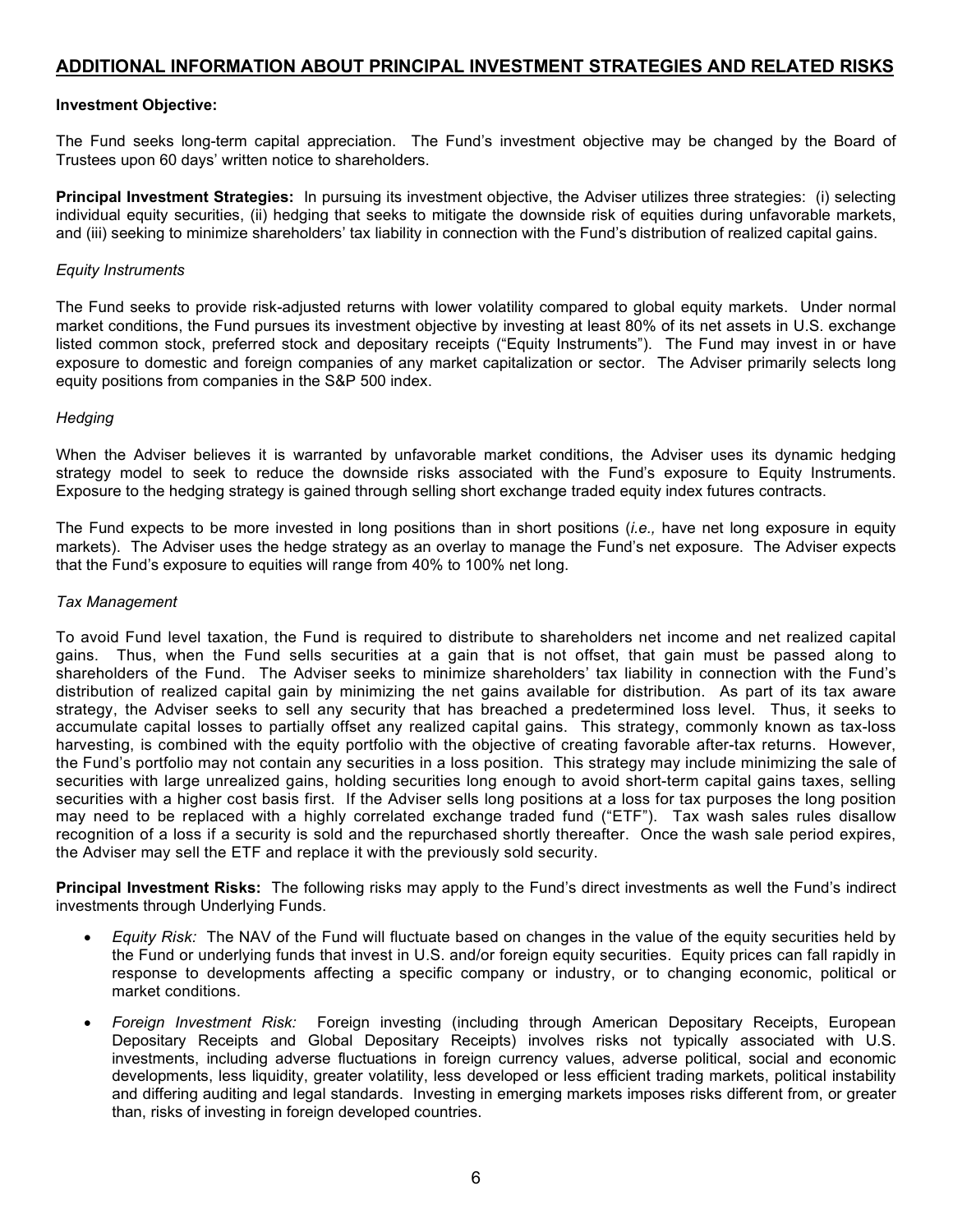## ADDITIONAL INFORMATION ABOUT PRINCIPAL INVESTMENT STRATEGIES AND RELATED RISKS

**Investment Objective:**

The Fund seeks long-term capital appreciation. The Fund's investment objective may be changed by the Board of Trustees upon 60 days' written notice to shareholders.

**Principal Investment Strategies:** In pursuing its investment objective, the Adviser utilizes three strategies: (i) selecting individual equity securities, (ii) hedging that seeks to mitigate the downside risk of equities during unfavorable markets, and (iii) seeking to minimize shareholders' tax liability in connection with the Fund's distribution of realized capital gains.

*Equity Instruments*

The Fund seeks to provide risk-adjusted returns with lower volatility compared to global equity markets. Under normal market conditions, the Fund pursues its investment objective by investing at least 80% of its net assets in U.S. exchange listed common stock, preferred stock and depositary receipts ("Equity Instruments"). The Fund may invest in or have exposure to domestic and foreign companies of any market capitalization or sector. The Adviser primarily selects long equity positions from companies in the S&P 500 index.

*Hedging*

When the Adviser believes it is warranted by unfavorable market conditions, the Adviser uses its dynamic hedging strategy model to seek to reduce the downside risks associated with the Fund's exposure to Equity Instruments. Exposure to the hedging strategy is gained through selling short exchange traded equity index futures contracts.

The Fund expects to be more invested in long positions than in short positions (*i.e.,* have net long exposure in equity markets). The Adviser uses the hedge strategy as an overlay to manage the Fund's net exposure. The Adviser expects that the Fund's exposure to equities will range from 40% to 100% net long.

*Tax Management*

To avoid Fund level taxation, the Fund is required to distribute to shareholders net income and net realized capital gains. Thus, when the Fund sells securities at a gain that is not offset, that gain must be passed along to shareholders of the Fund. The Adviser seeks to minimize shareholders' tax liability in connection with the Fund's distribution of realized capital gain by minimizing the net gains available for distribution. As part of its tax aware strategy, the Adviser seeks to sell any security that has breached a predetermined loss level. Thus, it seeks to accumulate capital losses to partially offset any realized capital gains. This strategy, commonly known as tax-loss harvesting, is combined with the equity portfolio with the objective of creating favorable after-tax returns. However, the Fund's portfolio may not contain any securities in a loss position. This strategy may include minimizing the sale of securities with large unrealized gains, holding securities long enough to avoid short-term capital gains taxes, selling securities with a higher cost basis first. If the Adviser sells long positions at a loss for tax purposes the long position may need to be replaced with a highly correlated exchange traded fund ("ETF"). Tax wash sales rules disallow recognition of a loss if a security is sold and the repurchased shortly thereafter. Once the wash sale period expires, the Adviser may sell the ETF and replace it with the previously sold security.

**Principal Investment Risks:** The following risks may apply to the Fund's direct investments as well the Fund's indirect investments through Underlying Funds.

- *Equity Risk:* The NAV of the Fund will fluctuate based on changes in the value of the equity securities held by the Fund or underlying funds that invest in U.S. and/or foreign equity securities. Equity prices can fall rapidly in response to developments affecting a specific company or industry, or to changing economic, political or market conditions.

- *Foreign Investment Risk:* Foreign investing (including through American Depositary Receipts, European Depositary Receipts and Global Depositary Receipts) involves risks not typically associated with U.S. investments, including adverse fluctuations in foreign currency values, adverse political, social and economic developments, less liquidity, greater volatility, less developed or less efficient trading markets, political instability and differing auditing and legal standards. Investing in emerging markets imposes risks different from, or greater than, risks of investing in foreign developed countries.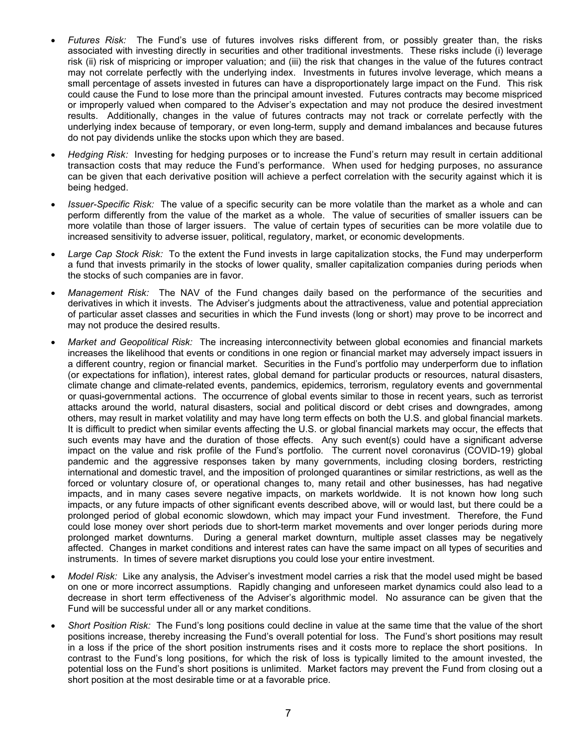- *Futures Risk:* The Fund's use of futures involves risks different from, or possibly greater than, the risks associated with investing directly in securities and other traditional investments. These risks include (i) leverage risk (ii) risk of mispricing or improper valuation; and (iii) the risk that changes in the value of the futures contract may not correlate perfectly with the underlying index. Investments in futures involve leverage, which means a small percentage of assets invested in futures can have a disproportionately large impact on the Fund. This risk could cause the Fund to lose more than the principal amount invested. Futures contracts may become mispriced or improperly valued when compared to the Adviser's expectation and may not produce the desired investment results. Additionally, changes in the value of futures contracts may not track or correlate perfectly with the underlying index because of temporary, or even long-term, supply and demand imbalances and because futures do not pay dividends unlike the stocks upon which they are based.

- *Hedging Risk:* Investing for hedging purposes or to increase the Fund's return may result in certain additional transaction costs that may reduce the Fund's performance. When used for hedging purposes, no assurance can be given that each derivative position will achieve a perfect correlation with the security against which it is being hedged.

- *Issuer-Specific Risk:* The value of a specific security can be more volatile than the market as a whole and can perform differently from the value of the market as a whole. The value of securities of smaller issuers can be more volatile than those of larger issuers. The value of certain types of securities can be more volatile due to increased sensitivity to adverse issuer, political, regulatory, market, or economic developments.

- *Large Cap Stock Risk:* To the extent the Fund invests in large capitalization stocks, the Fund may underperform a fund that invests primarily in the stocks of lower quality, smaller capitalization companies during periods when the stocks of such companies are in favor.

- *Management Risk:* The NAV of the Fund changes daily based on the performance of the securities and derivatives in which it invests. The Adviser's judgments about the attractiveness, value and potential appreciation of particular asset classes and securities in which the Fund invests (long or short) may prove to be incorrect and may not produce the desired results.

- *Market and Geopolitical Risk:* The increasing interconnectivity between global economies and financial markets increases the likelihood that events or conditions in one region or financial market may adversely impact issuers in a different country, region or financial market. Securities in the Fund's portfolio may underperform due to inflation (or expectations for inflation), interest rates, global demand for particular products or resources, natural disasters, climate change and climate-related events, pandemics, epidemics, terrorism, regulatory events and governmental or quasi-governmental actions. The occurrence of global events similar to those in recent years, such as terrorist attacks around the world, natural disasters, social and political discord or debt crises and downgrades, among others, may result in market volatility and may have long term effects on both the U.S. and global financial markets. It is difficult to predict when similar events affecting the U.S. or global financial markets may occur, the effects that such events may have and the duration of those effects. Any such event(s) could have a significant adverse impact on the value and risk profile of the Fund's portfolio. The current novel coronavirus (COVID-19) global pandemic and the aggressive responses taken by many governments, including closing borders, restricting international and domestic travel, and the imposition of prolonged quarantines or similar restrictions, as well as the forced or voluntary closure of, or operational changes to, many retail and other businesses, has had negative impacts, and in many cases severe negative impacts, on markets worldwide. It is not known how long such impacts, or any future impacts of other significant events described above, will or would last, but there could be a prolonged period of global economic slowdown, which may impact your Fund investment. Therefore, the Fund could lose money over short periods due to short-term market movements and over longer periods during more prolonged market downturns. During a general market downturn, multiple asset classes may be negatively affected. Changes in market conditions and interest rates can have the same impact on all types of securities and instruments. In times of severe market disruptions you could lose your entire investment.

- *Model Risk:* Like any analysis, the Adviser's investment model carries a risk that the model used might be based on one or more incorrect assumptions. Rapidly changing and unforeseen market dynamics could also lead to a decrease in short term effectiveness of the Adviser's algorithmic model. No assurance can be given that the Fund will be successful under all or any market conditions.

- *Short Position Risk:* The Fund's long positions could decline in value at the same time that the value of the short positions increase, thereby increasing the Fund's overall potential for loss. The Fund's short positions may result in a loss if the price of the short position instruments rises and it costs more to replace the short positions. In contrast to the Fund's long positions, for which the risk of loss is typically limited to the amount invested, the potential loss on the Fund's short positions is unlimited. Market factors may prevent the Fund from closing out a short position at the most desirable time or at a favorable price.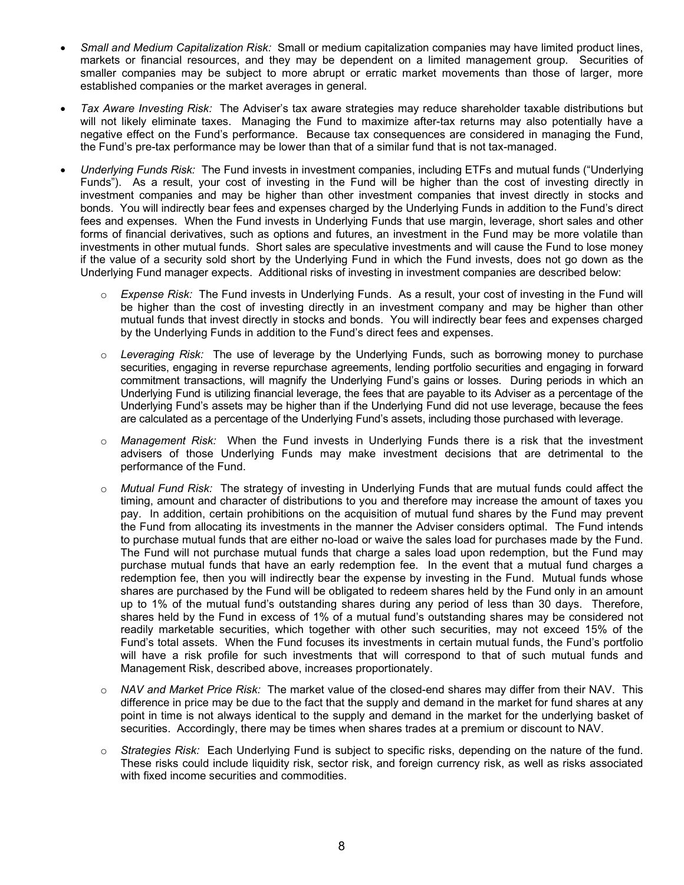- *Small and Medium Capitalization Risk:* Small or medium capitalization companies may have limited product lines, markets or financial resources, and they may be dependent on a limited management group. Securities of smaller companies may be subject to more abrupt or erratic market movements than those of larger, more established companies or the market averages in general.

- *Tax Aware Investing Risk:* The Adviser's tax aware strategies may reduce shareholder taxable distributions but will not likely eliminate taxes. Managing the Fund to maximize after-tax returns may also potentially have a negative effect on the Fund's performance. Because tax consequences are considered in managing the Fund, the Fund's pre-tax performance may be lower than that of a similar fund that is not tax-managed.

- *Underlying Funds Risk:* The Fund invests in investment companies, including ETFs and mutual funds ("Underlying Funds"). As a result, your cost of investing in the Fund will be higher than the cost of investing directly in investment companies and may be higher than other investment companies that invest directly in stocks and bonds. You will indirectly bear fees and expenses charged by the Underlying Funds in addition to the Fund's direct fees and expenses. When the Fund invests in Underlying Funds that use margin, leverage, short sales and other forms of financial derivatives, such as options and futures, an investment in the Fund may be more volatile than investments in other mutual funds. Short sales are speculative investments and will cause the Fund to lose money if the value of a security sold short by the Underlying Fund in which the Fund invests, does not go down as the Underlying Fund manager expects. Additional risks of investing in investment companies are described below:

  - *Expense Risk:* The Fund invests in Underlying Funds. As a result, your cost of investing in the Fund will be higher than the cost of investing directly in an investment company and may be higher than other mutual funds that invest directly in stocks and bonds. You will indirectly bear fees and expenses charged by the Underlying Funds in addition to the Fund's direct fees and expenses.

  - *Leveraging Risk:* The use of leverage by the Underlying Funds, such as borrowing money to purchase securities, engaging in reverse repurchase agreements, lending portfolio securities and engaging in forward commitment transactions, will magnify the Underlying Fund's gains or losses. During periods in which an Underlying Fund is utilizing financial leverage, the fees that are payable to its Adviser as a percentage of the Underlying Fund's assets may be higher than if the Underlying Fund did not use leverage, because the fees are calculated as a percentage of the Underlying Fund's assets, including those purchased with leverage.

  - *Management Risk:* When the Fund invests in Underlying Funds there is a risk that the investment advisers of those Underlying Funds may make investment decisions that are detrimental to the performance of the Fund.

  - *Mutual Fund Risk:* The strategy of investing in Underlying Funds that are mutual funds could affect the timing, amount and character of distributions to you and therefore may increase the amount of taxes you pay. In addition, certain prohibitions on the acquisition of mutual fund shares by the Fund may prevent the Fund from allocating its investments in the manner the Adviser considers optimal. The Fund intends to purchase mutual funds that are either no-load or waive the sales load for purchases made by the Fund. The Fund will not purchase mutual funds that charge a sales load upon redemption, but the Fund may purchase mutual funds that have an early redemption fee. In the event that a mutual fund charges a redemption fee, then you will indirectly bear the expense by investing in the Fund. Mutual funds whose shares are purchased by the Fund will be obligated to redeem shares held by the Fund only in an amount up to 1% of the mutual fund's outstanding shares during any period of less than 30 days. Therefore, shares held by the Fund in excess of 1% of a mutual fund's outstanding shares may be considered not readily marketable securities, which together with other such securities, may not exceed 15% of the Fund's total assets. When the Fund focuses its investments in certain mutual funds, the Fund's portfolio will have a risk profile for such investments that will correspond to that of such mutual funds and Management Risk, described above, increases proportionately.

  - *NAV and Market Price Risk:* The market value of the closed-end shares may differ from their NAV. This difference in price may be due to the fact that the supply and demand in the market for fund shares at any point in time is not always identical to the supply and demand in the market for the underlying basket of securities. Accordingly, there may be times when shares trades at a premium or discount to NAV.

  - *Strategies Risk:* Each Underlying Fund is subject to specific risks, depending on the nature of the fund. These risks could include liquidity risk, sector risk, and foreign currency risk, as well as risks associated with fixed income securities and commodities.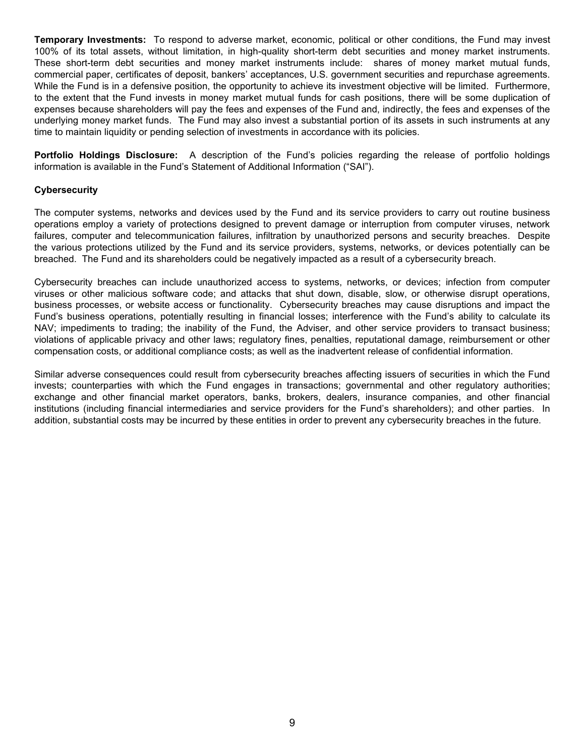**Temporary Investments:** To respond to adverse market, economic, political or other conditions, the Fund may invest 100% of its total assets, without limitation, in high-quality short-term debt securities and money market instruments. These short-term debt securities and money market instruments include: shares of money market mutual funds, commercial paper, certificates of deposit, bankers' acceptances, U.S. government securities and repurchase agreements. While the Fund is in a defensive position, the opportunity to achieve its investment objective will be limited. Furthermore, to the extent that the Fund invests in money market mutual funds for cash positions, there will be some duplication of expenses because shareholders will pay the fees and expenses of the Fund and, indirectly, the fees and expenses of the underlying money market funds. The Fund may also invest a substantial portion of its assets in such instruments at any time to maintain liquidity or pending selection of investments in accordance with its policies.

**Portfolio Holdings Disclosure:** A description of the Fund's policies regarding the release of portfolio holdings information is available in the Fund's Statement of Additional Information ("SAI").

**Cybersecurity**

The computer systems, networks and devices used by the Fund and its service providers to carry out routine business operations employ a variety of protections designed to prevent damage or interruption from computer viruses, network failures, computer and telecommunication failures, infiltration by unauthorized persons and security breaches. Despite the various protections utilized by the Fund and its service providers, systems, networks, or devices potentially can be breached. The Fund and its shareholders could be negatively impacted as a result of a cybersecurity breach.

Cybersecurity breaches can include unauthorized access to systems, networks, or devices; infection from computer viruses or other malicious software code; and attacks that shut down, disable, slow, or otherwise disrupt operations, business processes, or website access or functionality. Cybersecurity breaches may cause disruptions and impact the Fund's business operations, potentially resulting in financial losses; interference with the Fund's ability to calculate its NAV; impediments to trading; the inability of the Fund, the Adviser, and other service providers to transact business; violations of applicable privacy and other laws; regulatory fines, penalties, reputational damage, reimbursement or other compensation costs, or additional compliance costs; as well as the inadvertent release of confidential information.

Similar adverse consequences could result from cybersecurity breaches affecting issuers of securities in which the Fund invests; counterparties with which the Fund engages in transactions; governmental and other regulatory authorities; exchange and other financial market operators, banks, brokers, dealers, insurance companies, and other financial institutions (including financial intermediaries and service providers for the Fund's shareholders); and other parties. In addition, substantial costs may be incurred by these entities in order to prevent any cybersecurity breaches in the future.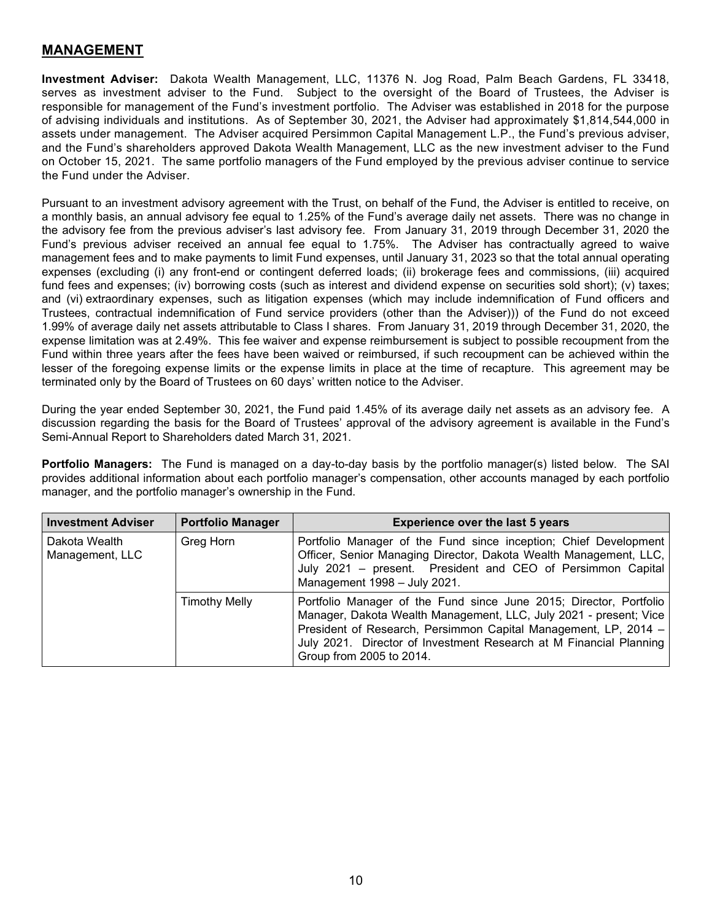## MANAGEMENT

**Investment Adviser:** Dakota Wealth Management, LLC, 11376 N. Jog Road, Palm Beach Gardens, FL 33418, serves as investment adviser to the Fund. Subject to the oversight of the Board of Trustees, the Adviser is responsible for management of the Fund's investment portfolio. The Adviser was established in 2018 for the purpose of advising individuals and institutions. As of September 30, 2021, the Adviser had approximately $1,814,544,000 in assets under management. The Adviser acquired Persimmon Capital Management L.P., the Fund's previous adviser, and the Fund's shareholders approved Dakota Wealth Management, LLC as the new investment adviser to the Fund on October 15, 2021. The same portfolio managers of the Fund employed by the previous adviser continue to service the Fund under the Adviser.

Pursuant to an investment advisory agreement with the Trust, on behalf of the Fund, the Adviser is entitled to receive, on a monthly basis, an annual advisory fee equal to 1.25% of the Fund's average daily net assets. There was no change in the advisory fee from the previous adviser's last advisory fee. From January 31, 2019 through December 31, 2020 the Fund's previous adviser received an annual fee equal to 1.75%. The Adviser has contractually agreed to waive management fees and to make payments to limit Fund expenses, until January 31, 2023 so that the total annual operating expenses (excluding (i) any front-end or contingent deferred loads; (ii) brokerage fees and commissions, (iii) acquired fund fees and expenses; (iv) borrowing costs (such as interest and dividend expense on securities sold short); (v) taxes; and (vi) extraordinary expenses, such as litigation expenses (which may include indemnification of Fund officers and Trustees, contractual indemnification of Fund service providers (other than the Adviser))) of the Fund do not exceed 1.99% of average daily net assets attributable to Class I shares. From January 31, 2019 through December 31, 2020, the expense limitation was at 2.49%. This fee waiver and expense reimbursement is subject to possible recoupment from the Fund within three years after the fees have been waived or reimbursed, if such recoupment can be achieved within the lesser of the foregoing expense limits or the expense limits in place at the time of recapture. This agreement may be terminated only by the Board of Trustees on 60 days' written notice to the Adviser.

During the year ended September 30, 2021, the Fund paid 1.45% of its average daily net assets as an advisory fee. A discussion regarding the basis for the Board of Trustees' approval of the advisory agreement is available in the Fund's Semi-Annual Report to Shareholders dated March 31, 2021.

**Portfolio Managers:** The Fund is managed on a day-to-day basis by the portfolio manager(s) listed below. The SAI provides additional information about each portfolio manager's compensation, other accounts managed by each portfolio manager, and the portfolio manager's ownership in the Fund.

| Investment Adviser | Portfolio Manager | Experience over the last 5 years |
|---|---|---|
| Dakota Wealth Management, LLC | Greg Horn | Portfolio Manager of the Fund since inception; Chief Development Officer, Senior Managing Director, Dakota Wealth Management, LLC, July 2021 – present. President and CEO of Persimmon Capital Management 1998 – July 2021. |
| | Timothy Melly | Portfolio Manager of the Fund since June 2015; Director, Portfolio Manager, Dakota Wealth Management, LLC, July 2021 - present; Vice President of Research, Persimmon Capital Management, LP, 2014 – July 2021. Director of Investment Research at M Financial Planning Group from 2005 to 2014. |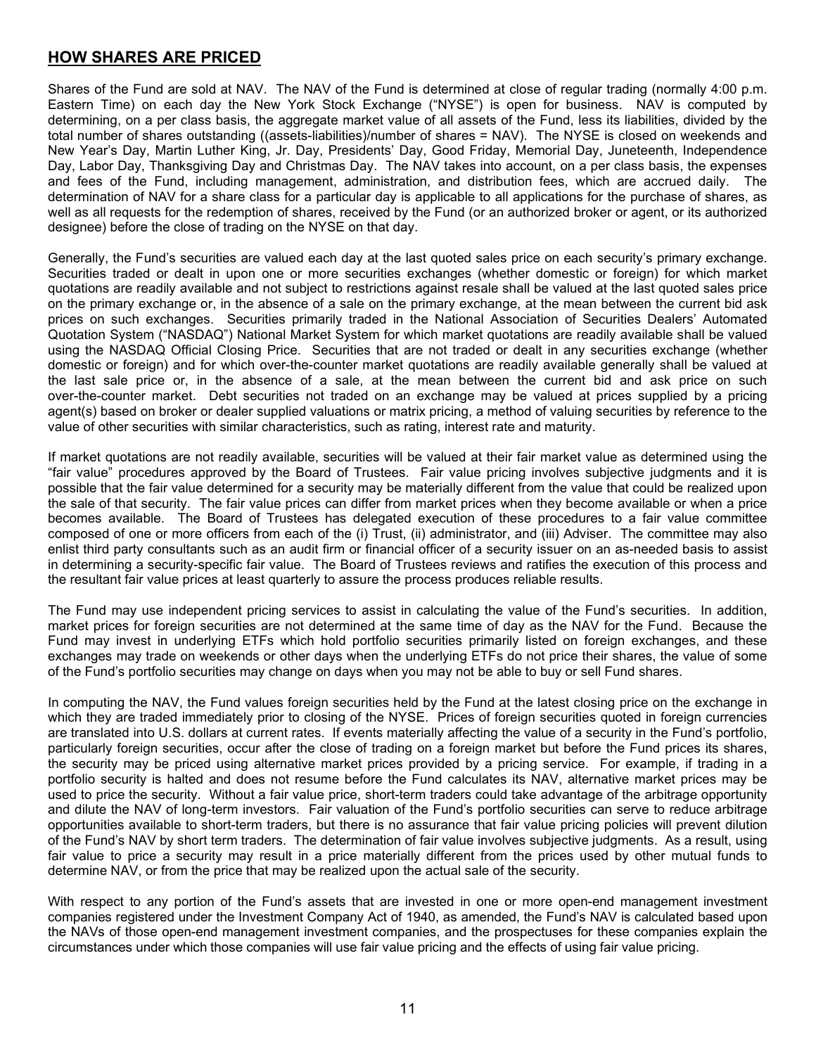## HOW SHARES ARE PRICED

Shares of the Fund are sold at NAV. The NAV of the Fund is determined at close of regular trading (normally 4:00 p.m. Eastern Time) on each day the New York Stock Exchange ("NYSE") is open for business. NAV is computed by determining, on a per class basis, the aggregate market value of all assets of the Fund, less its liabilities, divided by the total number of shares outstanding ((assets-liabilities)/number of shares = NAV). The NYSE is closed on weekends and New Year's Day, Martin Luther King, Jr. Day, Presidents' Day, Good Friday, Memorial Day, Juneteenth, Independence Day, Labor Day, Thanksgiving Day and Christmas Day. The NAV takes into account, on a per class basis, the expenses and fees of the Fund, including management, administration, and distribution fees, which are accrued daily. The determination of NAV for a share class for a particular day is applicable to all applications for the purchase of shares, as well as all requests for the redemption of shares, received by the Fund (or an authorized broker or agent, or its authorized designee) before the close of trading on the NYSE on that day.

Generally, the Fund's securities are valued each day at the last quoted sales price on each security's primary exchange. Securities traded or dealt in upon one or more securities exchanges (whether domestic or foreign) for which market quotations are readily available and not subject to restrictions against resale shall be valued at the last quoted sales price on the primary exchange or, in the absence of a sale on the primary exchange, at the mean between the current bid ask prices on such exchanges. Securities primarily traded in the National Association of Securities Dealers' Automated Quotation System ("NASDAQ") National Market System for which market quotations are readily available shall be valued using the NASDAQ Official Closing Price. Securities that are not traded or dealt in any securities exchange (whether domestic or foreign) and for which over-the-counter market quotations are readily available generally shall be valued at the last sale price or, in the absence of a sale, at the mean between the current bid and ask price on such over-the-counter market. Debt securities not traded on an exchange may be valued at prices supplied by a pricing agent(s) based on broker or dealer supplied valuations or matrix pricing, a method of valuing securities by reference to the value of other securities with similar characteristics, such as rating, interest rate and maturity.

If market quotations are not readily available, securities will be valued at their fair market value as determined using the "fair value" procedures approved by the Board of Trustees. Fair value pricing involves subjective judgments and it is possible that the fair value determined for a security may be materially different from the value that could be realized upon the sale of that security. The fair value prices can differ from market prices when they become available or when a price becomes available. The Board of Trustees has delegated execution of these procedures to a fair value committee composed of one or more officers from each of the (i) Trust, (ii) administrator, and (iii) Adviser. The committee may also enlist third party consultants such as an audit firm or financial officer of a security issuer on an as-needed basis to assist in determining a security-specific fair value. The Board of Trustees reviews and ratifies the execution of this process and the resultant fair value prices at least quarterly to assure the process produces reliable results.

The Fund may use independent pricing services to assist in calculating the value of the Fund's securities. In addition, market prices for foreign securities are not determined at the same time of day as the NAV for the Fund. Because the Fund may invest in underlying ETFs which hold portfolio securities primarily listed on foreign exchanges, and these exchanges may trade on weekends or other days when the underlying ETFs do not price their shares, the value of some of the Fund's portfolio securities may change on days when you may not be able to buy or sell Fund shares.

In computing the NAV, the Fund values foreign securities held by the Fund at the latest closing price on the exchange in which they are traded immediately prior to closing of the NYSE. Prices of foreign securities quoted in foreign currencies are translated into U.S. dollars at current rates. If events materially affecting the value of a security in the Fund's portfolio, particularly foreign securities, occur after the close of trading on a foreign market but before the Fund prices its shares, the security may be priced using alternative market prices provided by a pricing service. For example, if trading in a portfolio security is halted and does not resume before the Fund calculates its NAV, alternative market prices may be used to price the security. Without a fair value price, short-term traders could take advantage of the arbitrage opportunity and dilute the NAV of long-term investors. Fair valuation of the Fund's portfolio securities can serve to reduce arbitrage opportunities available to short-term traders, but there is no assurance that fair value pricing policies will prevent dilution of the Fund's NAV by short term traders. The determination of fair value involves subjective judgments. As a result, using fair value to price a security may result in a price materially different from the prices used by other mutual funds to determine NAV, or from the price that may be realized upon the actual sale of the security.

With respect to any portion of the Fund's assets that are invested in one or more open-end management investment companies registered under the Investment Company Act of 1940, as amended, the Fund's NAV is calculated based upon the NAVs of those open-end management investment companies, and the prospectuses for these companies explain the circumstances under which those companies will use fair value pricing and the effects of using fair value pricing.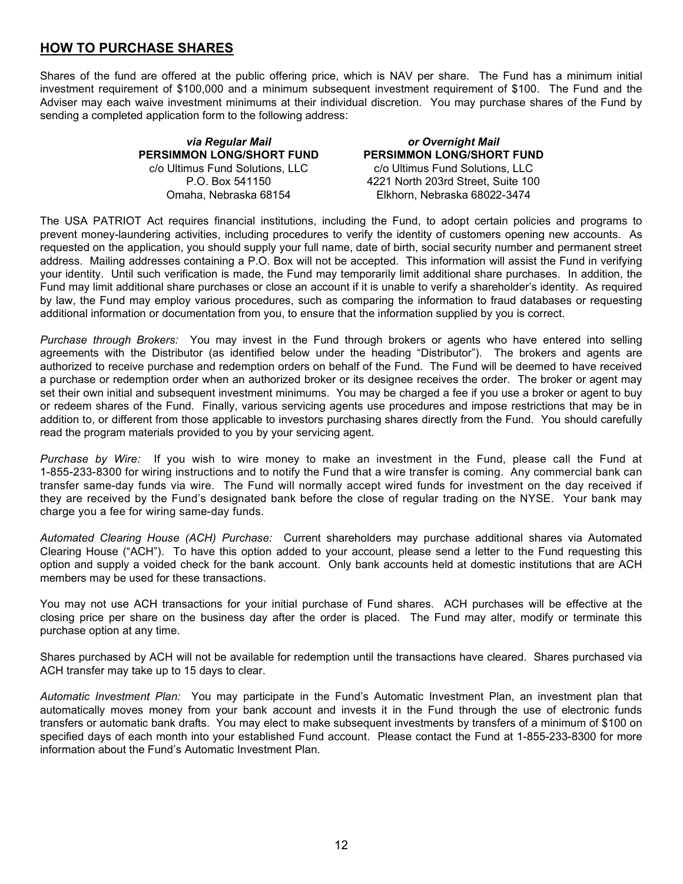## HOW TO PURCHASE SHARES

Shares of the fund are offered at the public offering price, which is NAV per share. The Fund has a minimum initial investment requirement of $100,000 and a minimum subsequent investment requirement of $100. The Fund and the Adviser may each waive investment minimums at their individual discretion. You may purchase shares of the Fund by sending a completed application form to the following address:

| ***via Regular Mail*** | ***or Overnight Mail*** |
| --- | --- |
| **PERSIMMON LONG/SHORT FUND** | **PERSIMMON LONG/SHORT FUND** |
| c/o Ultimus Fund Solutions, LLC | c/o Ultimus Fund Solutions, LLC |
| P.O. Box 541150 | 4221 North 203rd Street, Suite 100 |
| Omaha, Nebraska 68154 | Elkhorn, Nebraska 68022-3474 |

The USA PATRIOT Act requires financial institutions, including the Fund, to adopt certain policies and programs to prevent money-laundering activities, including procedures to verify the identity of customers opening new accounts. As requested on the application, you should supply your full name, date of birth, social security number and permanent street address. Mailing addresses containing a P.O. Box will not be accepted. This information will assist the Fund in verifying your identity. Until such verification is made, the Fund may temporarily limit additional share purchases. In addition, the Fund may limit additional share purchases or close an account if it is unable to verify a shareholder's identity. As required by law, the Fund may employ various procedures, such as comparing the information to fraud databases or requesting additional information or documentation from you, to ensure that the information supplied by you is correct.

*Purchase through Brokers:* You may invest in the Fund through brokers or agents who have entered into selling agreements with the Distributor (as identified below under the heading "Distributor"). The brokers and agents are authorized to receive purchase and redemption orders on behalf of the Fund. The Fund will be deemed to have received a purchase or redemption order when an authorized broker or its designee receives the order. The broker or agent may set their own initial and subsequent investment minimums. You may be charged a fee if you use a broker or agent to buy or redeem shares of the Fund. Finally, various servicing agents use procedures and impose restrictions that may be in addition to, or different from those applicable to investors purchasing shares directly from the Fund. You should carefully read the program materials provided to you by your servicing agent.

*Purchase by Wire:* If you wish to wire money to make an investment in the Fund, please call the Fund at 1-855-233-8300 for wiring instructions and to notify the Fund that a wire transfer is coming. Any commercial bank can transfer same-day funds via wire. The Fund will normally accept wired funds for investment on the day received if they are received by the Fund's designated bank before the close of regular trading on the NYSE. Your bank may charge you a fee for wiring same-day funds.

*Automated Clearing House (ACH) Purchase:* Current shareholders may purchase additional shares via Automated Clearing House ("ACH"). To have this option added to your account, please send a letter to the Fund requesting this option and supply a voided check for the bank account. Only bank accounts held at domestic institutions that are ACH members may be used for these transactions.

You may not use ACH transactions for your initial purchase of Fund shares. ACH purchases will be effective at the closing price per share on the business day after the order is placed. The Fund may alter, modify or terminate this purchase option at any time.

Shares purchased by ACH will not be available for redemption until the transactions have cleared. Shares purchased via ACH transfer may take up to 15 days to clear.

*Automatic Investment Plan:* You may participate in the Fund's Automatic Investment Plan, an investment plan that automatically moves money from your bank account and invests it in the Fund through the use of electronic funds transfers or automatic bank drafts. You may elect to make subsequent investments by transfers of a minimum of $100 on specified days of each month into your established Fund account. Please contact the Fund at 1-855-233-8300 for more information about the Fund's Automatic Investment Plan.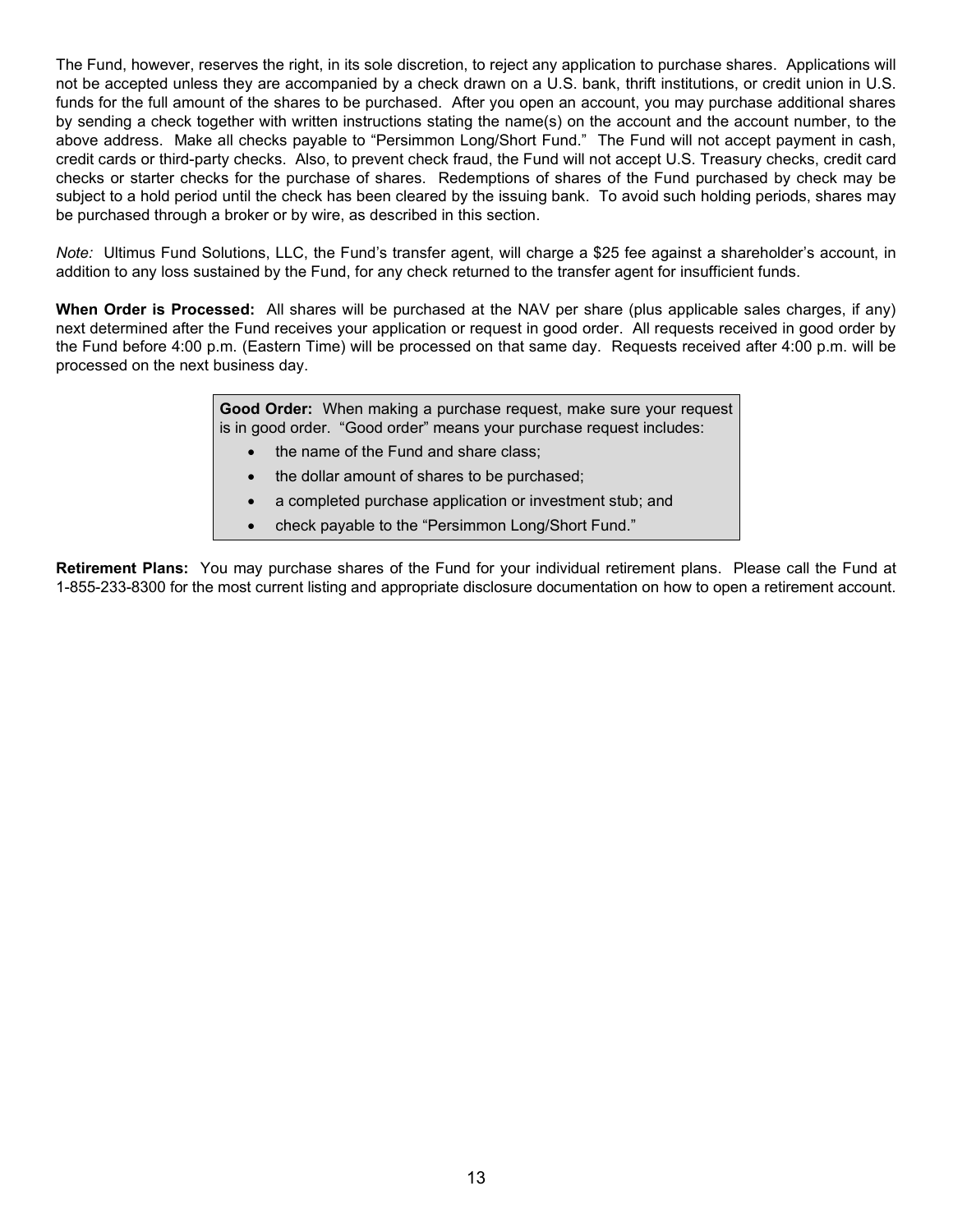The Fund, however, reserves the right, in its sole discretion, to reject any application to purchase shares. Applications will not be accepted unless they are accompanied by a check drawn on a U.S. bank, thrift institutions, or credit union in U.S. funds for the full amount of the shares to be purchased. After you open an account, you may purchase additional shares by sending a check together with written instructions stating the name(s) on the account and the account number, to the above address. Make all checks payable to "Persimmon Long/Short Fund." The Fund will not accept payment in cash, credit cards or third-party checks. Also, to prevent check fraud, the Fund will not accept U.S. Treasury checks, credit card checks or starter checks for the purchase of shares. Redemptions of shares of the Fund purchased by check may be subject to a hold period until the check has been cleared by the issuing bank. To avoid such holding periods, shares may be purchased through a broker or by wire, as described in this section.

*Note:* Ultimus Fund Solutions, LLC, the Fund's transfer agent, will charge a $25 fee against a shareholder's account, in addition to any loss sustained by the Fund, for any check returned to the transfer agent for insufficient funds.

**When Order is Processed:** All shares will be purchased at the NAV per share (plus applicable sales charges, if any) next determined after the Fund receives your application or request in good order. All requests received in good order by the Fund before 4:00 p.m. (Eastern Time) will be processed on that same day. Requests received after 4:00 p.m. will be processed on the next business day.

> **Good Order:** When making a purchase request, make sure your request is in good order. "Good order" means your purchase request includes:
>
> - the name of the Fund and share class;
> - the dollar amount of shares to be purchased;
> - a completed purchase application or investment stub; and
> - check payable to the "Persimmon Long/Short Fund."

**Retirement Plans:** You may purchase shares of the Fund for your individual retirement plans. Please call the Fund at 1-855-233-8300 for the most current listing and appropriate disclosure documentation on how to open a retirement account.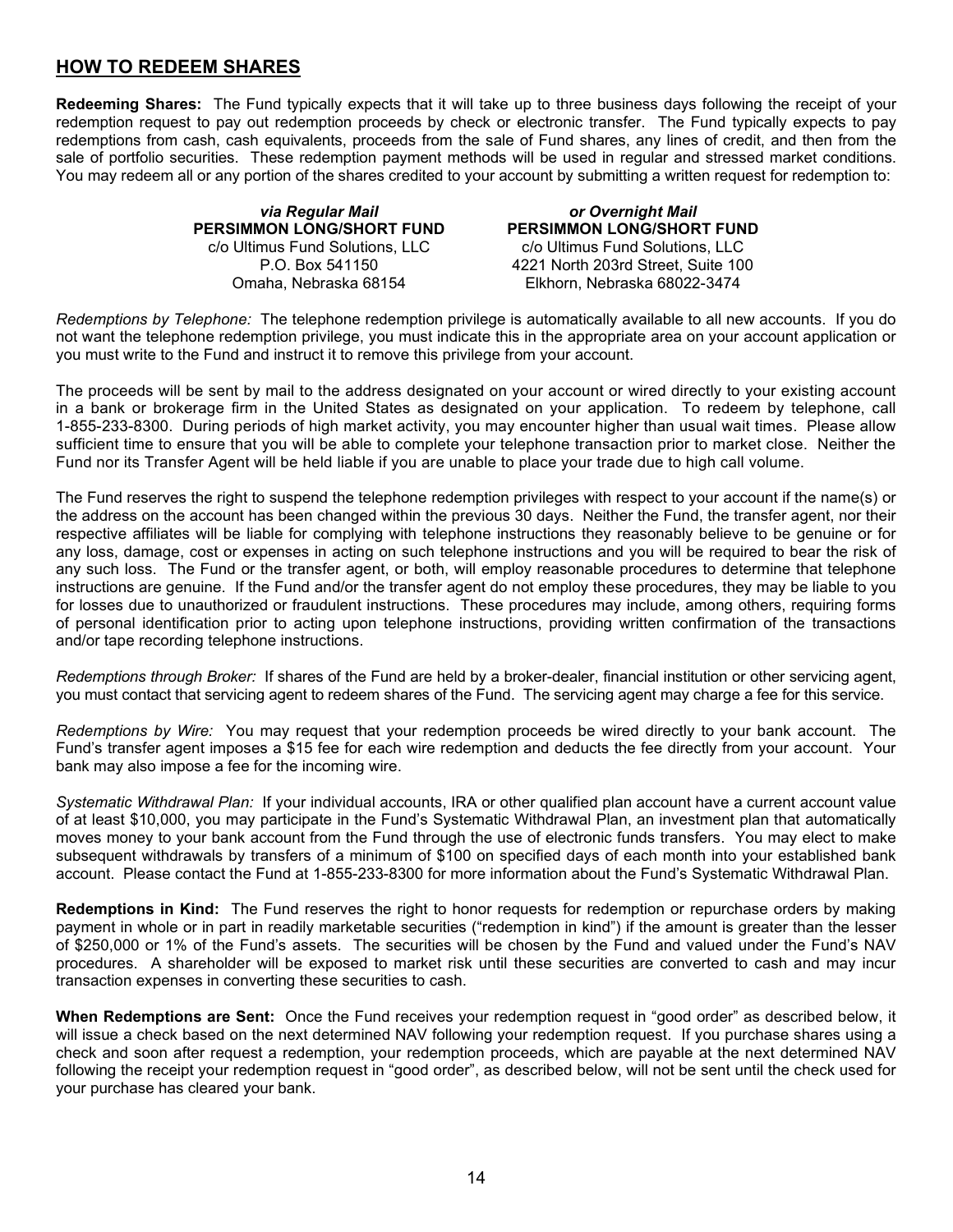## HOW TO REDEEM SHARES

**Redeeming Shares:** The Fund typically expects that it will take up to three business days following the receipt of your redemption request to pay out redemption proceeds by check or electronic transfer. The Fund typically expects to pay redemptions from cash, cash equivalents, proceeds from the sale of Fund shares, any lines of credit, and then from the sale of portfolio securities. These redemption payment methods will be used in regular and stressed market conditions. You may redeem all or any portion of the shares credited to your account by submitting a written request for redemption to:

| ***via Regular Mail*** | ***or Overnight Mail*** |
|---|---|
| **PERSIMMON LONG/SHORT FUND** | **PERSIMMON LONG/SHORT FUND** |
| c/o Ultimus Fund Solutions, LLC | c/o Ultimus Fund Solutions, LLC |
| P.O. Box 541150 | 4221 North 203rd Street, Suite 100 |
| Omaha, Nebraska 68154 | Elkhorn, Nebraska 68022-3474 |

*Redemptions by Telephone:* The telephone redemption privilege is automatically available to all new accounts. If you do not want the telephone redemption privilege, you must indicate this in the appropriate area on your account application or you must write to the Fund and instruct it to remove this privilege from your account.

The proceeds will be sent by mail to the address designated on your account or wired directly to your existing account in a bank or brokerage firm in the United States as designated on your application. To redeem by telephone, call 1-855-233-8300. During periods of high market activity, you may encounter higher than usual wait times. Please allow sufficient time to ensure that you will be able to complete your telephone transaction prior to market close. Neither the Fund nor its Transfer Agent will be held liable if you are unable to place your trade due to high call volume.

The Fund reserves the right to suspend the telephone redemption privileges with respect to your account if the name(s) or the address on the account has been changed within the previous 30 days. Neither the Fund, the transfer agent, nor their respective affiliates will be liable for complying with telephone instructions they reasonably believe to be genuine or for any loss, damage, cost or expenses in acting on such telephone instructions and you will be required to bear the risk of any such loss. The Fund or the transfer agent, or both, will employ reasonable procedures to determine that telephone instructions are genuine. If the Fund and/or the transfer agent do not employ these procedures, they may be liable to you for losses due to unauthorized or fraudulent instructions. These procedures may include, among others, requiring forms of personal identification prior to acting upon telephone instructions, providing written confirmation of the transactions and/or tape recording telephone instructions.

*Redemptions through Broker:* If shares of the Fund are held by a broker-dealer, financial institution or other servicing agent, you must contact that servicing agent to redeem shares of the Fund. The servicing agent may charge a fee for this service.

*Redemptions by Wire:* You may request that your redemption proceeds be wired directly to your bank account. The Fund's transfer agent imposes a $15 fee for each wire redemption and deducts the fee directly from your account. Your bank may also impose a fee for the incoming wire.

*Systematic Withdrawal Plan:* If your individual accounts, IRA or other qualified plan account have a current account value of at least $10,000, you may participate in the Fund's Systematic Withdrawal Plan, an investment plan that automatically moves money to your bank account from the Fund through the use of electronic funds transfers. You may elect to make subsequent withdrawals by transfers of a minimum of $100 on specified days of each month into your established bank account. Please contact the Fund at 1-855-233-8300 for more information about the Fund's Systematic Withdrawal Plan.

**Redemptions in Kind:** The Fund reserves the right to honor requests for redemption or repurchase orders by making payment in whole or in part in readily marketable securities ("redemption in kind") if the amount is greater than the lesser of $250,000 or 1% of the Fund's assets. The securities will be chosen by the Fund and valued under the Fund's NAV procedures. A shareholder will be exposed to market risk until these securities are converted to cash and may incur transaction expenses in converting these securities to cash.

**When Redemptions are Sent:** Once the Fund receives your redemption request in "good order" as described below, it will issue a check based on the next determined NAV following your redemption request. If you purchase shares using a check and soon after request a redemption, your redemption proceeds, which are payable at the next determined NAV following the receipt your redemption request in "good order", as described below, will not be sent until the check used for your purchase has cleared your bank.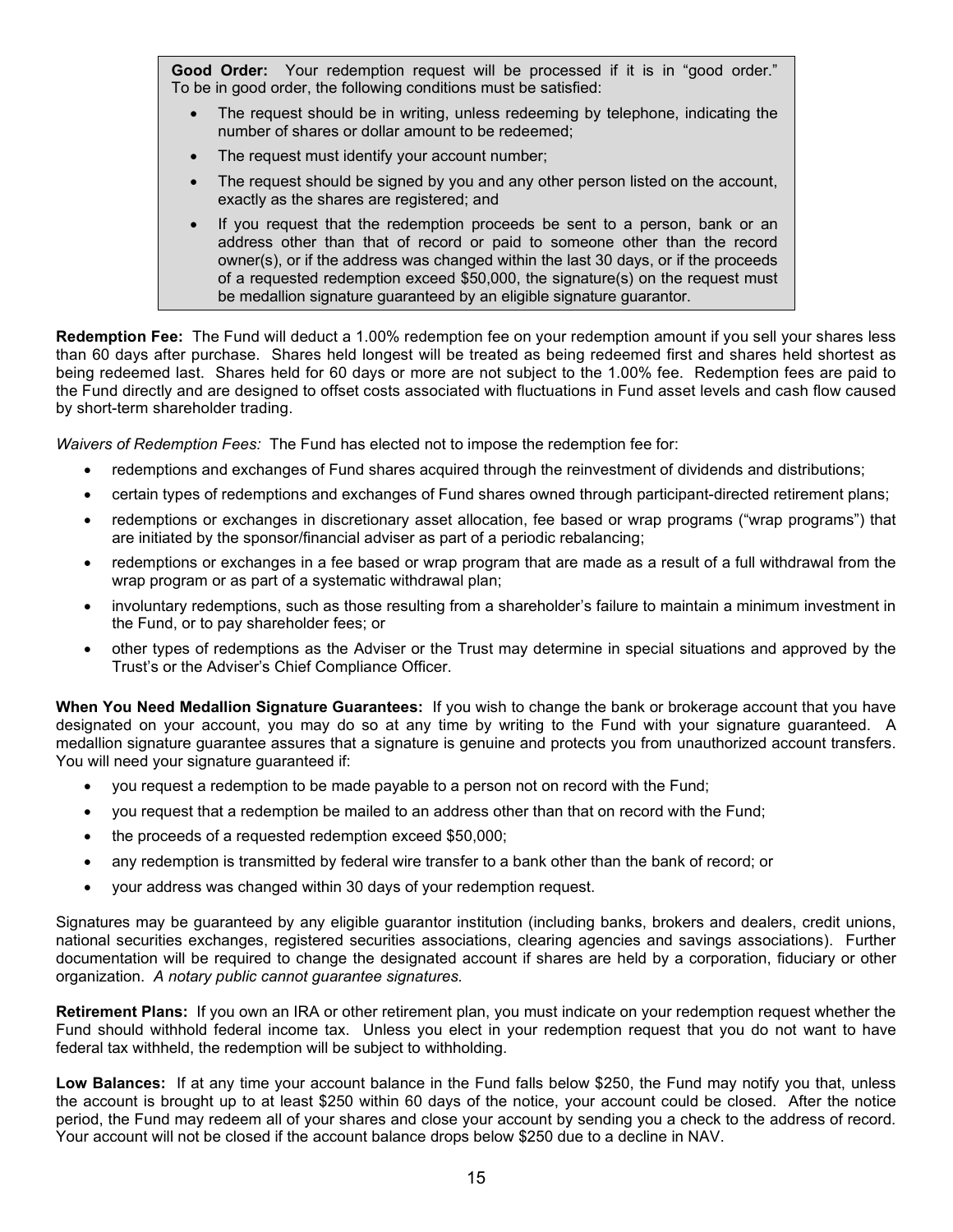**Good Order:** Your redemption request will be processed if it is in "good order." To be in good order, the following conditions must be satisfied:

- The request should be in writing, unless redeeming by telephone, indicating the number of shares or dollar amount to be redeemed;
- The request must identify your account number;
- The request should be signed by you and any other person listed on the account, exactly as the shares are registered; and
- If you request that the redemption proceeds be sent to a person, bank or an address other than that of record or paid to someone other than the record owner(s), or if the address was changed within the last 30 days, or if the proceeds of a requested redemption exceed $50,000, the signature(s) on the request must be medallion signature guaranteed by an eligible signature guarantor.

**Redemption Fee:** The Fund will deduct a 1.00% redemption fee on your redemption amount if you sell your shares less than 60 days after purchase. Shares held longest will be treated as being redeemed first and shares held shortest as being redeemed last. Shares held for 60 days or more are not subject to the 1.00% fee. Redemption fees are paid to the Fund directly and are designed to offset costs associated with fluctuations in Fund asset levels and cash flow caused by short-term shareholder trading.

*Waivers of Redemption Fees:* The Fund has elected not to impose the redemption fee for:

- redemptions and exchanges of Fund shares acquired through the reinvestment of dividends and distributions;
- certain types of redemptions and exchanges of Fund shares owned through participant-directed retirement plans;
- redemptions or exchanges in discretionary asset allocation, fee based or wrap programs ("wrap programs") that are initiated by the sponsor/financial adviser as part of a periodic rebalancing;
- redemptions or exchanges in a fee based or wrap program that are made as a result of a full withdrawal from the wrap program or as part of a systematic withdrawal plan;
- involuntary redemptions, such as those resulting from a shareholder's failure to maintain a minimum investment in the Fund, or to pay shareholder fees; or
- other types of redemptions as the Adviser or the Trust may determine in special situations and approved by the Trust's or the Adviser's Chief Compliance Officer.

**When You Need Medallion Signature Guarantees:** If you wish to change the bank or brokerage account that you have designated on your account, you may do so at any time by writing to the Fund with your signature guaranteed. A medallion signature guarantee assures that a signature is genuine and protects you from unauthorized account transfers. You will need your signature guaranteed if:

- you request a redemption to be made payable to a person not on record with the Fund;
- you request that a redemption be mailed to an address other than that on record with the Fund;
- the proceeds of a requested redemption exceed $50,000;
- any redemption is transmitted by federal wire transfer to a bank other than the bank of record; or
- your address was changed within 30 days of your redemption request.

Signatures may be guaranteed by any eligible guarantor institution (including banks, brokers and dealers, credit unions, national securities exchanges, registered securities associations, clearing agencies and savings associations). Further documentation will be required to change the designated account if shares are held by a corporation, fiduciary or other organization. *A notary public cannot guarantee signatures.*

**Retirement Plans:** If you own an IRA or other retirement plan, you must indicate on your redemption request whether the Fund should withhold federal income tax. Unless you elect in your redemption request that you do not want to have federal tax withheld, the redemption will be subject to withholding.

**Low Balances:** If at any time your account balance in the Fund falls below $250, the Fund may notify you that, unless the account is brought up to at least $250 within 60 days of the notice, your account could be closed. After the notice period, the Fund may redeem all of your shares and close your account by sending you a check to the address of record. Your account will not be closed if the account balance drops below $250 due to a decline in NAV.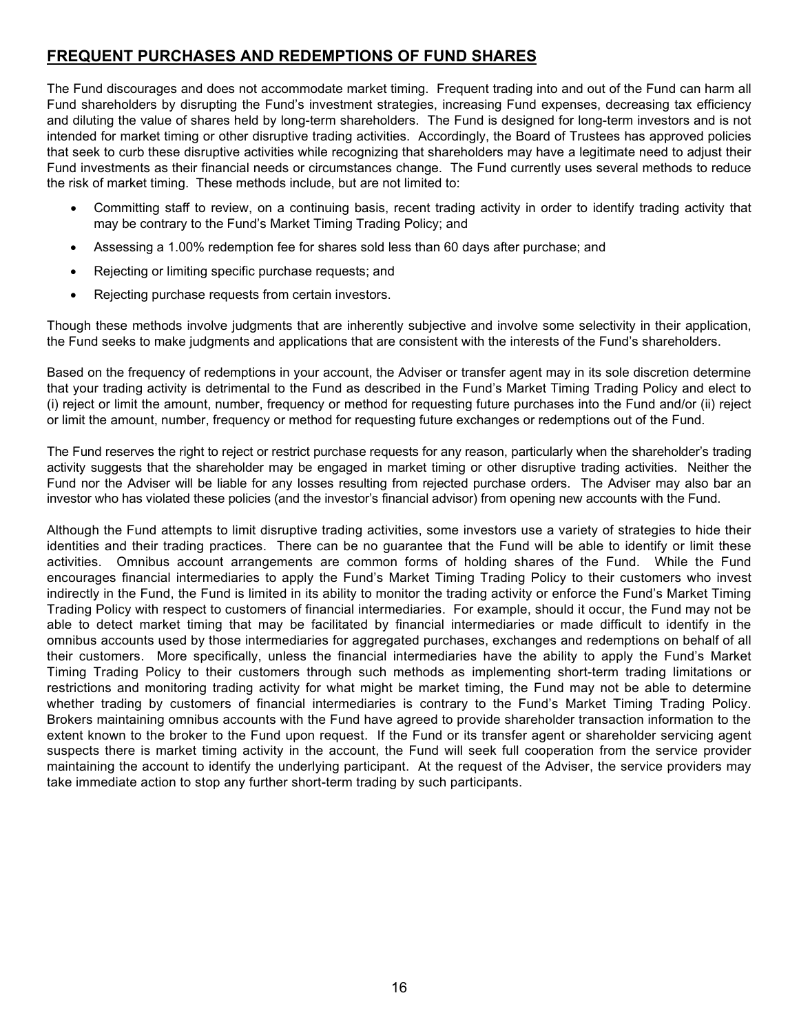## FREQUENT PURCHASES AND REDEMPTIONS OF FUND SHARES

The Fund discourages and does not accommodate market timing. Frequent trading into and out of the Fund can harm all Fund shareholders by disrupting the Fund's investment strategies, increasing Fund expenses, decreasing tax efficiency and diluting the value of shares held by long-term shareholders. The Fund is designed for long-term investors and is not intended for market timing or other disruptive trading activities. Accordingly, the Board of Trustees has approved policies that seek to curb these disruptive activities while recognizing that shareholders may have a legitimate need to adjust their Fund investments as their financial needs or circumstances change. The Fund currently uses several methods to reduce the risk of market timing. These methods include, but are not limited to:

- Committing staff to review, on a continuing basis, recent trading activity in order to identify trading activity that may be contrary to the Fund's Market Timing Trading Policy; and
- Assessing a 1.00% redemption fee for shares sold less than 60 days after purchase; and
- Rejecting or limiting specific purchase requests; and
- Rejecting purchase requests from certain investors.

Though these methods involve judgments that are inherently subjective and involve some selectivity in their application, the Fund seeks to make judgments and applications that are consistent with the interests of the Fund's shareholders.

Based on the frequency of redemptions in your account, the Adviser or transfer agent may in its sole discretion determine that your trading activity is detrimental to the Fund as described in the Fund's Market Timing Trading Policy and elect to (i) reject or limit the amount, number, frequency or method for requesting future purchases into the Fund and/or (ii) reject or limit the amount, number, frequency or method for requesting future exchanges or redemptions out of the Fund.

The Fund reserves the right to reject or restrict purchase requests for any reason, particularly when the shareholder's trading activity suggests that the shareholder may be engaged in market timing or other disruptive trading activities. Neither the Fund nor the Adviser will be liable for any losses resulting from rejected purchase orders. The Adviser may also bar an investor who has violated these policies (and the investor's financial advisor) from opening new accounts with the Fund.

Although the Fund attempts to limit disruptive trading activities, some investors use a variety of strategies to hide their identities and their trading practices. There can be no guarantee that the Fund will be able to identify or limit these activities. Omnibus account arrangements are common forms of holding shares of the Fund. While the Fund encourages financial intermediaries to apply the Fund's Market Timing Trading Policy to their customers who invest indirectly in the Fund, the Fund is limited in its ability to monitor the trading activity or enforce the Fund's Market Timing Trading Policy with respect to customers of financial intermediaries. For example, should it occur, the Fund may not be able to detect market timing that may be facilitated by financial intermediaries or made difficult to identify in the omnibus accounts used by those intermediaries for aggregated purchases, exchanges and redemptions on behalf of all their customers. More specifically, unless the financial intermediaries have the ability to apply the Fund's Market Timing Trading Policy to their customers through such methods as implementing short-term trading limitations or restrictions and monitoring trading activity for what might be market timing, the Fund may not be able to determine whether trading by customers of financial intermediaries is contrary to the Fund's Market Timing Trading Policy. Brokers maintaining omnibus accounts with the Fund have agreed to provide shareholder transaction information to the extent known to the broker to the Fund upon request. If the Fund or its transfer agent or shareholder servicing agent suspects there is market timing activity in the account, the Fund will seek full cooperation from the service provider maintaining the account to identify the underlying participant. At the request of the Adviser, the service providers may take immediate action to stop any further short-term trading by such participants.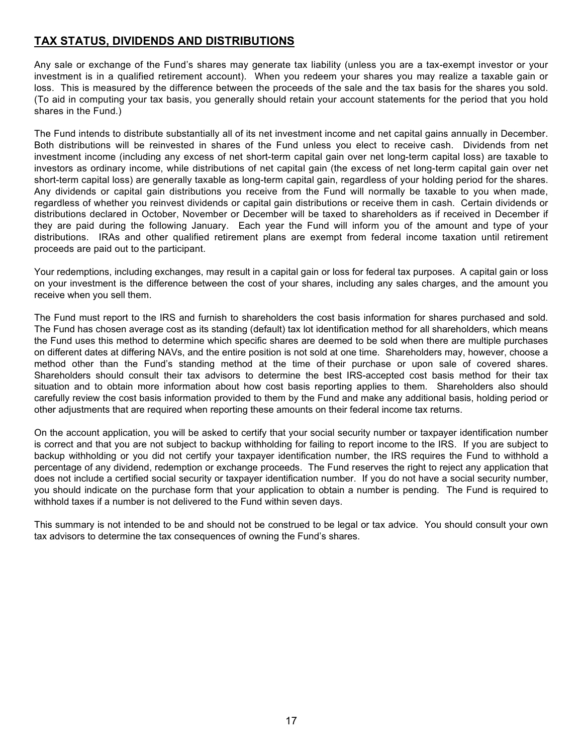## TAX STATUS, DIVIDENDS AND DISTRIBUTIONS

Any sale or exchange of the Fund's shares may generate tax liability (unless you are a tax-exempt investor or your investment is in a qualified retirement account). When you redeem your shares you may realize a taxable gain or loss. This is measured by the difference between the proceeds of the sale and the tax basis for the shares you sold. (To aid in computing your tax basis, you generally should retain your account statements for the period that you hold shares in the Fund.)

The Fund intends to distribute substantially all of its net investment income and net capital gains annually in December. Both distributions will be reinvested in shares of the Fund unless you elect to receive cash. Dividends from net investment income (including any excess of net short-term capital gain over net long-term capital loss) are taxable to investors as ordinary income, while distributions of net capital gain (the excess of net long-term capital gain over net short-term capital loss) are generally taxable as long-term capital gain, regardless of your holding period for the shares. Any dividends or capital gain distributions you receive from the Fund will normally be taxable to you when made, regardless of whether you reinvest dividends or capital gain distributions or receive them in cash. Certain dividends or distributions declared in October, November or December will be taxed to shareholders as if received in December if they are paid during the following January. Each year the Fund will inform you of the amount and type of your distributions. IRAs and other qualified retirement plans are exempt from federal income taxation until retirement proceeds are paid out to the participant.

Your redemptions, including exchanges, may result in a capital gain or loss for federal tax purposes. A capital gain or loss on your investment is the difference between the cost of your shares, including any sales charges, and the amount you receive when you sell them.

The Fund must report to the IRS and furnish to shareholders the cost basis information for shares purchased and sold. The Fund has chosen average cost as its standing (default) tax lot identification method for all shareholders, which means the Fund uses this method to determine which specific shares are deemed to be sold when there are multiple purchases on different dates at differing NAVs, and the entire position is not sold at one time. Shareholders may, however, choose a method other than the Fund's standing method at the time of their purchase or upon sale of covered shares. Shareholders should consult their tax advisors to determine the best IRS-accepted cost basis method for their tax situation and to obtain more information about how cost basis reporting applies to them. Shareholders also should carefully review the cost basis information provided to them by the Fund and make any additional basis, holding period or other adjustments that are required when reporting these amounts on their federal income tax returns.

On the account application, you will be asked to certify that your social security number or taxpayer identification number is correct and that you are not subject to backup withholding for failing to report income to the IRS. If you are subject to backup withholding or you did not certify your taxpayer identification number, the IRS requires the Fund to withhold a percentage of any dividend, redemption or exchange proceeds. The Fund reserves the right to reject any application that does not include a certified social security or taxpayer identification number. If you do not have a social security number, you should indicate on the purchase form that your application to obtain a number is pending. The Fund is required to withhold taxes if a number is not delivered to the Fund within seven days.

This summary is not intended to be and should not be construed to be legal or tax advice. You should consult your own tax advisors to determine the tax consequences of owning the Fund's shares.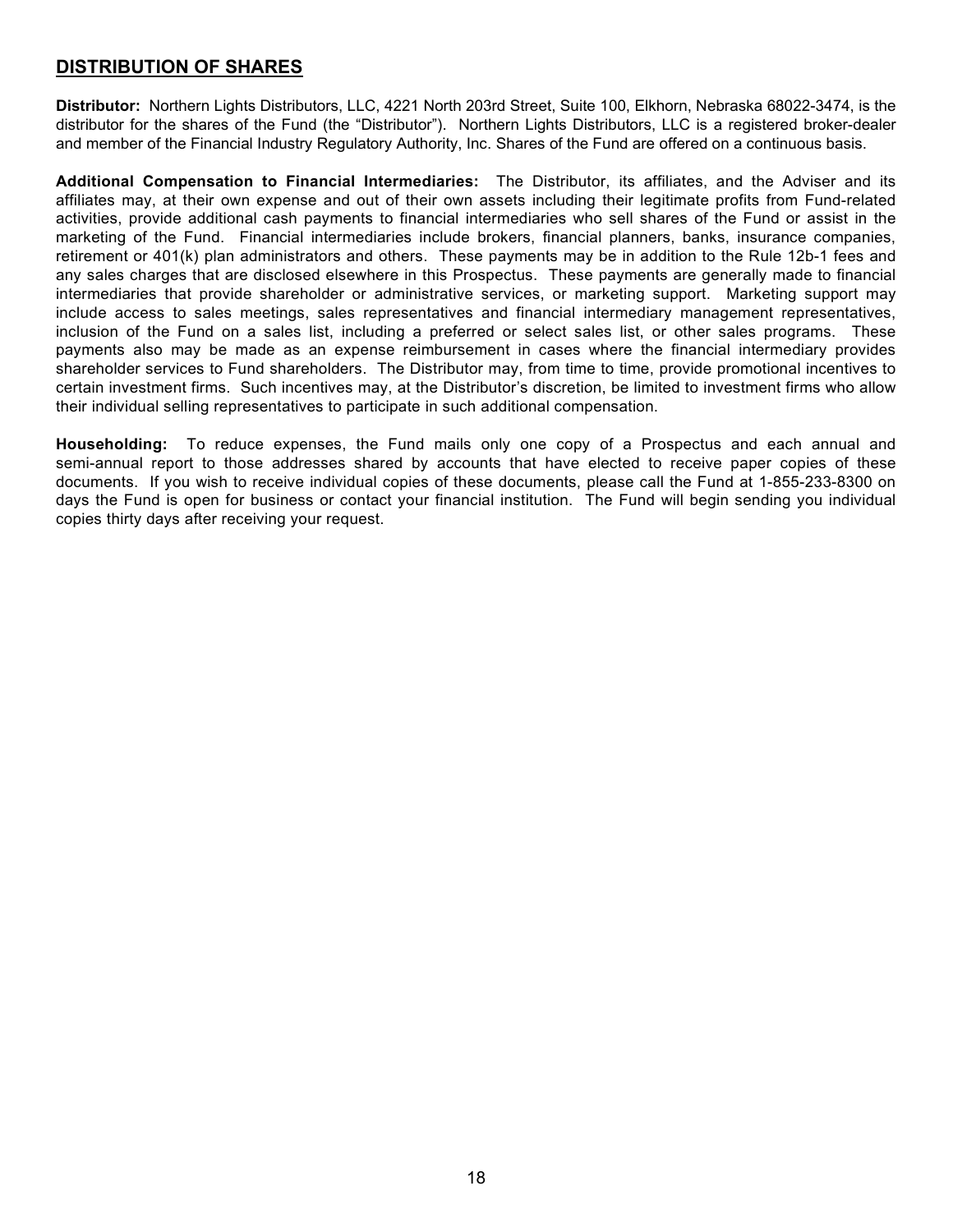## DISTRIBUTION OF SHARES

**Distributor:** Northern Lights Distributors, LLC, 4221 North 203rd Street, Suite 100, Elkhorn, Nebraska 68022-3474, is the distributor for the shares of the Fund (the "Distributor"). Northern Lights Distributors, LLC is a registered broker-dealer and member of the Financial Industry Regulatory Authority, Inc. Shares of the Fund are offered on a continuous basis.

**Additional Compensation to Financial Intermediaries:** The Distributor, its affiliates, and the Adviser and its affiliates may, at their own expense and out of their own assets including their legitimate profits from Fund-related activities, provide additional cash payments to financial intermediaries who sell shares of the Fund or assist in the marketing of the Fund. Financial intermediaries include brokers, financial planners, banks, insurance companies, retirement or 401(k) plan administrators and others. These payments may be in addition to the Rule 12b-1 fees and any sales charges that are disclosed elsewhere in this Prospectus. These payments are generally made to financial intermediaries that provide shareholder or administrative services, or marketing support. Marketing support may include access to sales meetings, sales representatives and financial intermediary management representatives, inclusion of the Fund on a sales list, including a preferred or select sales list, or other sales programs. These payments also may be made as an expense reimbursement in cases where the financial intermediary provides shareholder services to Fund shareholders. The Distributor may, from time to time, provide promotional incentives to certain investment firms. Such incentives may, at the Distributor's discretion, be limited to investment firms who allow their individual selling representatives to participate in such additional compensation.

**Householding:** To reduce expenses, the Fund mails only one copy of a Prospectus and each annual and semi-annual report to those addresses shared by accounts that have elected to receive paper copies of these documents. If you wish to receive individual copies of these documents, please call the Fund at 1-855-233-8300 on days the Fund is open for business or contact your financial institution. The Fund will begin sending you individual copies thirty days after receiving your request.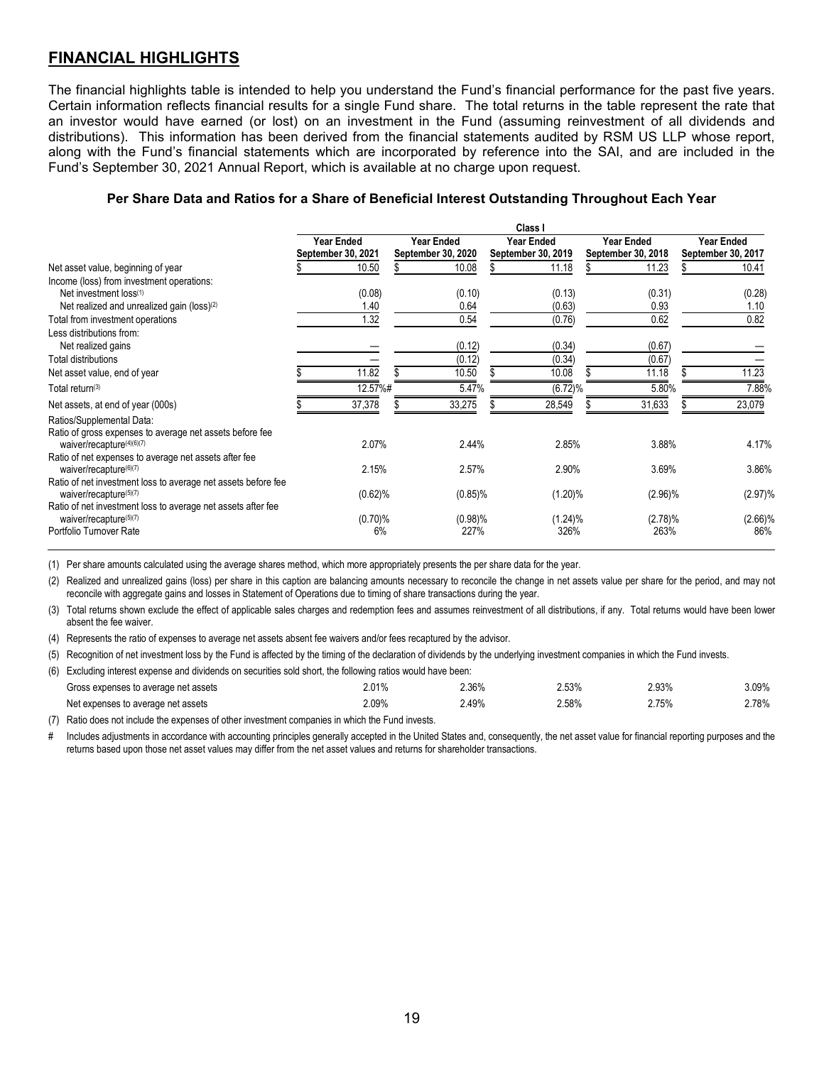## FINANCIAL HIGHLIGHTS

The financial highlights table is intended to help you understand the Fund's financial performance for the past five years. Certain information reflects financial results for a single Fund share. The total returns in the table represent the rate that an investor would have earned (or lost) on an investment in the Fund (assuming reinvestment of all dividends and distributions). This information has been derived from the financial statements audited by RSM US LLP whose report, along with the Fund's financial statements which are incorporated by reference into the SAI, and are included in the Fund's September 30, 2021 Annual Report, which is available at no charge upon request.

**Per Share Data and Ratios for a Share of Beneficial Interest Outstanding Throughout Each Year**

| | Class I | | | | |
|---|---|---|---|---|---|
| | Year Ended September 30, 2021 | Year Ended September 30, 2020 | Year Ended September 30, 2019 | Year Ended September 30, 2018 | Year Ended September 30, 2017 |
| Net asset value, beginning of year | $ 10.50 | $ 10.08 | $ 11.18 | $ 11.23 | $ 10.41 |
| Income (loss) from investment operations: | | | | | |
| Net investment loss[1] | (0.08) | (0.10) | (0.13) | (0.31) | (0.28) |
| Net realized and unrealized gain (loss)[2] | 1.40 | 0.64 | (0.63) | 0.93 | 1.10 |
| Total from investment operations | 1.32 | 0.54 | (0.76) | 0.62 | 0.82 |
| Less distributions from: | | | | | |
| Net realized gains | — | (0.12) | (0.34) | (0.67) | — |
| Total distributions | — | (0.12) | (0.34) | (0.67) | — |
| Net asset value, end of year | $ 11.82 | $ 10.50 | $ 10.08 | $ 11.18 | $ 11.23 |
| Total return[3] | 12.57%# | 5.47% | (6.72)% | 5.80% | 7.88% |
| Net assets, at end of year (000s) | $ 37,378 | $ 33,275 | $ 28,549 | $ 31,633 | $ 23,079 |
| Ratios/Supplemental Data: | | | | | |
| Ratio of gross expenses to average net assets before fee waiver/recapture[4][6][7] | 2.07% | 2.44% | 2.85% | 3.88% | 4.17% |
| Ratio of net expenses to average net assets after fee waiver/recapture[6][7] | 2.15% | 2.57% | 2.90% | 3.69% | 3.86% |
| Ratio of net investment loss to average net assets before fee waiver/recapture[5][7] | (0.62)% | (0.85)% | (1.20)% | (2.96)% | (2.97)% |
| Ratio of net investment loss to average net assets after fee waiver/recapture[5][7] | (0.70)% | (0.98)% | (1.24)% | (2.78)% | (2.66)% |
| Portfolio Turnover Rate | 6% | 227% | 326% | 263% | 86% |

(1) Per share amounts calculated using the average shares method, which more appropriately presents the per share data for the year.

(2) Realized and unrealized gains (loss) per share in this caption are balancing amounts necessary to reconcile the change in net assets value per share for the period, and may not reconcile with aggregate gains and losses in Statement of Operations due to timing of share transactions during the year.

(3) Total returns shown exclude the effect of applicable sales charges and redemption fees and assumes reinvestment of all distributions, if any. Total returns would have been lower absent the fee waiver.

(4) Represents the ratio of expenses to average net assets absent fee waivers and/or fees recaptured by the advisor.

(5) Recognition of net investment loss by the Fund is affected by the timing of the declaration of dividends by the underlying investment companies in which the Fund invests.

(6) Excluding interest expense and dividends on securities sold short, the following ratios would have been:

| | | | | | |
|---|---|---|---|---|---|
| Gross expenses to average net assets | 2.01% | 2.36% | 2.53% | 2.93% | 3.09% |
| Net expenses to average net assets | 2.09% | 2.49% | 2.58% | 2.75% | 2.78% |

(7) Ratio does not include the expenses of other investment companies in which the Fund invests.

\# Includes adjustments in accordance with accounting principles generally accepted in the United States and, consequently, the net asset value for financial reporting purposes and the returns based upon those net asset values may differ from the net asset values and returns for shareholder transactions.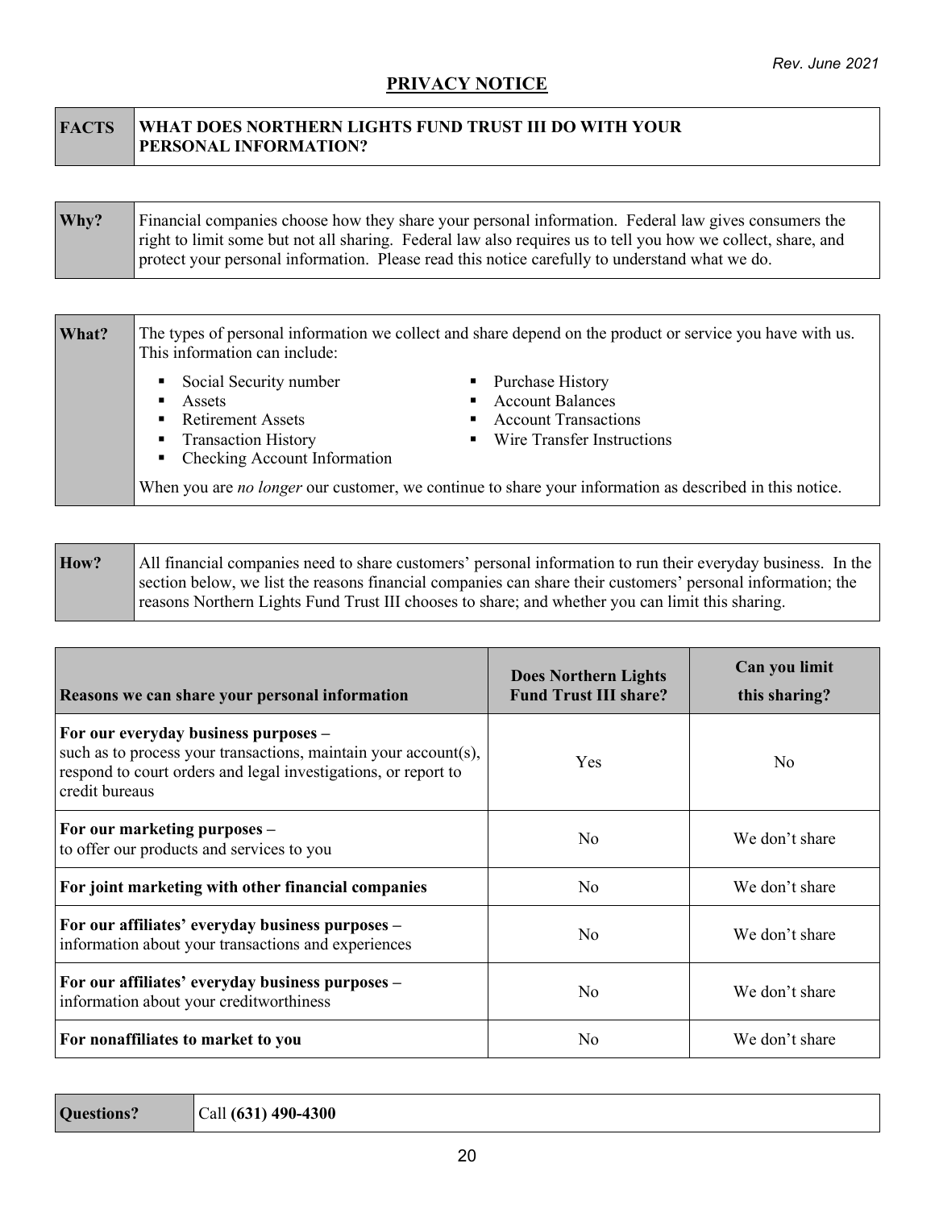*Rev. June 2021*

## PRIVACY NOTICE

| FACTS | WHAT DOES NORTHERN LIGHTS FUND TRUST III DO WITH YOUR PERSONAL INFORMATION? |
|---|---|

| Why? | Financial companies choose how they share your personal information. Federal law gives consumers the right to limit some but not all sharing. Federal law also requires us to tell you how we collect, share, and protect your personal information. Please read this notice carefully to understand what we do. |
|---|---|

**What?**

The types of personal information we collect and share depend on the product or service you have with us. This information can include:

- Social Security number
- Assets
- Retirement Assets
- Transaction History
- Checking Account Information
- Purchase History
- Account Balances
- Account Transactions
- Wire Transfer Instructions

When you are *no longer* our customer, we continue to share your information as described in this notice.

| How? | All financial companies need to share customers' personal information to run their everyday business. In the section below, we list the reasons financial companies can share their customers' personal information; the reasons Northern Lights Fund Trust III chooses to share; and whether you can limit this sharing. |
|---|---|

| Reasons we can share your personal information | Does Northern Lights Fund Trust III share? | Can you limit this sharing? |
|---|---|---|
| **For our everyday business purposes –** such as to process your transactions, maintain your account(s), respond to court orders and legal investigations, or report to credit bureaus | Yes | No |
| **For our marketing purposes –** to offer our products and services to you | No | We don't share |
| **For joint marketing with other financial companies** | No | We don't share |
| **For our affiliates' everyday business purposes –** information about your transactions and experiences | No | We don't share |
| **For our affiliates' everyday business purposes –** information about your creditworthiness | No | We don't share |
| **For nonaffiliates to market to you** | No | We don't share |

| Questions? | Call **(631) 490-4300** |
|---|---|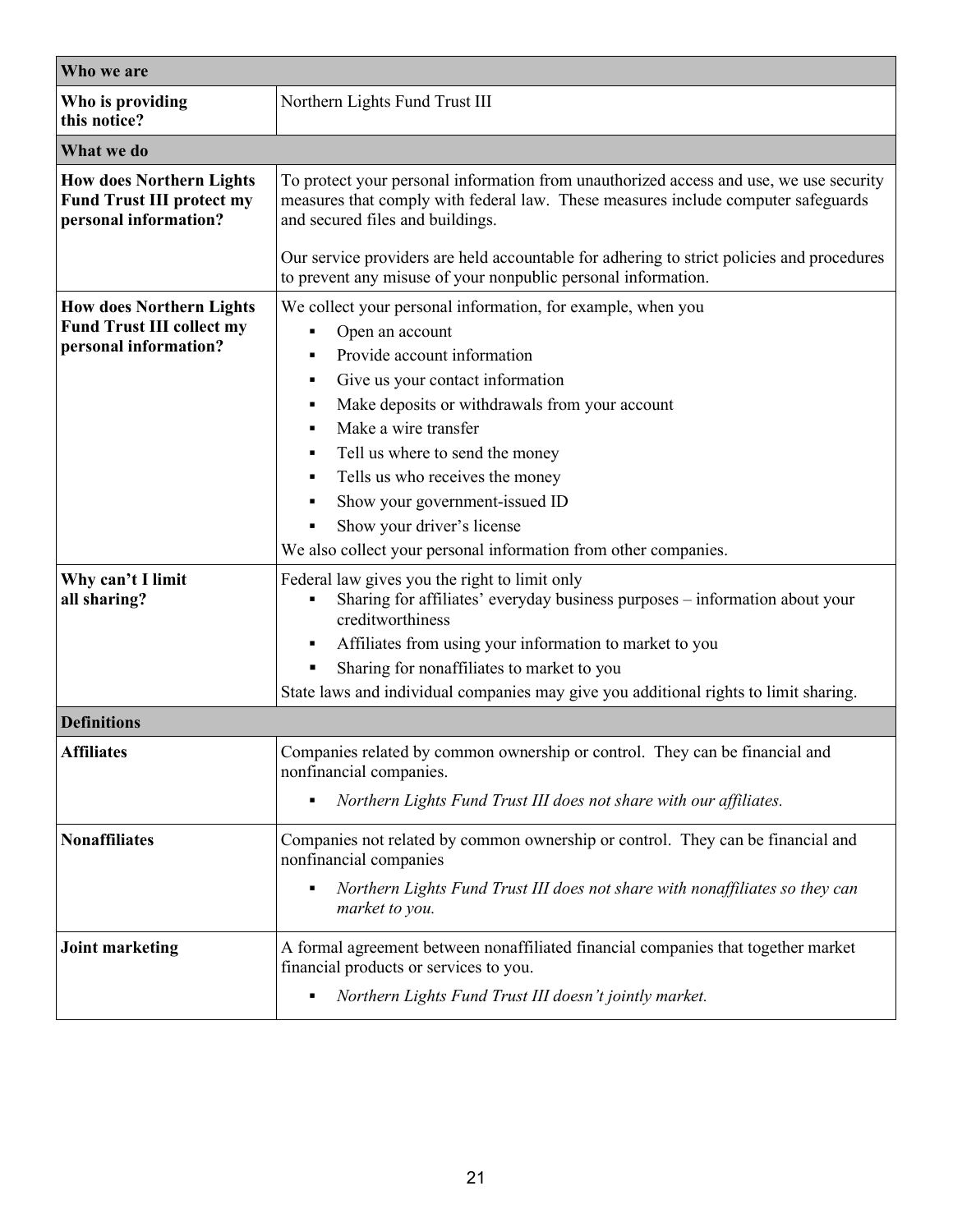| Who we are | |
|---|---|
| **Who is providing this notice?** | Northern Lights Fund Trust III |
| **What we do** | |
| **How does Northern Lights Fund Trust III protect my personal information?** | To protect your personal information from unauthorized access and use, we use security measures that comply with federal law. These measures include computer safeguards and secured files and buildings.<br><br>Our service providers are held accountable for adhering to strict policies and procedures to prevent any misuse of your nonpublic personal information. |
| **How does Northern Lights Fund Trust III collect my personal information?** | We collect your personal information, for example, when you<br>▪ Open an account<br>▪ Provide account information<br>▪ Give us your contact information<br>▪ Make deposits or withdrawals from your account<br>▪ Make a wire transfer<br>▪ Tell us where to send the money<br>▪ Tells us who receives the money<br>▪ Show your government-issued ID<br>▪ Show your driver's license<br>We also collect your personal information from other companies. |
| **Why can't I limit all sharing?** | Federal law gives you the right to limit only<br>▪ Sharing for affiliates' everyday business purposes – information about your creditworthiness<br>▪ Affiliates from using your information to market to you<br>▪ Sharing for nonaffiliates to market to you<br>State laws and individual companies may give you additional rights to limit sharing. |
| **Definitions** | |
| **Affiliates** | Companies related by common ownership or control. They can be financial and nonfinancial companies.<br>▪ *Northern Lights Fund Trust III does not share with our affiliates.* |
| **Nonaffiliates** | Companies not related by common ownership or control. They can be financial and nonfinancial companies<br>▪ *Northern Lights Fund Trust III does not share with nonaffiliates so they can market to you.* |
| **Joint marketing** | A formal agreement between nonaffiliated financial companies that together market financial products or services to you.<br>▪ *Northern Lights Fund Trust III doesn't jointly market.* |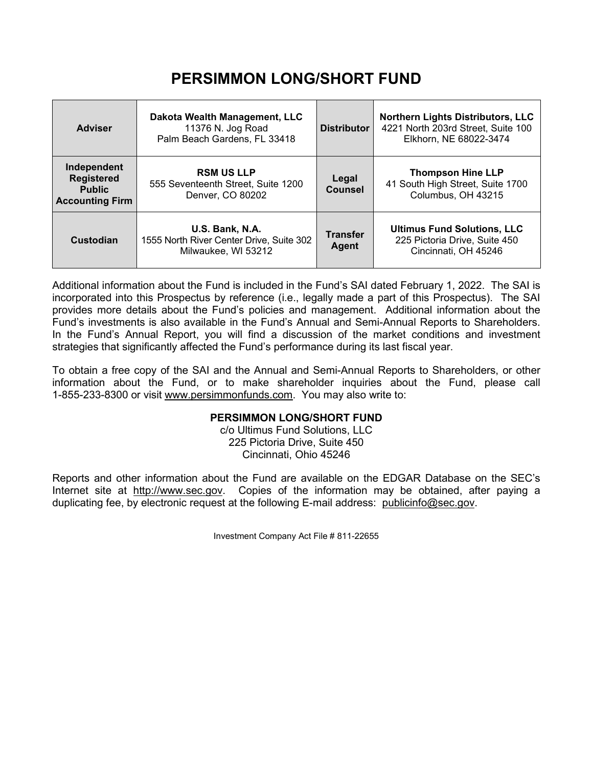# PERSIMMON LONG/SHORT FUND

| | | | |
|---|---|---|---|
| **Adviser** | **Dakota Wealth Management, LLC**<br>11376 N. Jog Road<br>Palm Beach Gardens, FL 33418 | **Distributor** | **Northern Lights Distributors, LLC**<br>4221 North 203rd Street, Suite 100<br>Elkhorn, NE 68022-3474 |
| **Independent Registered Public Accounting Firm** | **RSM US LLP**<br>555 Seventeenth Street, Suite 1200<br>Denver, CO 80202 | **Legal Counsel** | **Thompson Hine LLP**<br>41 South High Street, Suite 1700<br>Columbus, OH 43215 |
| **Custodian** | **U.S. Bank, N.A.**<br>1555 North River Center Drive, Suite 302<br>Milwaukee, WI 53212 | **Transfer Agent** | **Ultimus Fund Solutions, LLC**<br>225 Pictoria Drive, Suite 450<br>Cincinnati, OH 45246 |

Additional information about the Fund is included in the Fund's SAI dated February 1, 2022. The SAI is incorporated into this Prospectus by reference (i.e., legally made a part of this Prospectus). The SAI provides more details about the Fund's policies and management. Additional information about the Fund's investments is also available in the Fund's Annual and Semi-Annual Reports to Shareholders. In the Fund's Annual Report, you will find a discussion of the market conditions and investment strategies that significantly affected the Fund's performance during its last fiscal year.

To obtain a free copy of the SAI and the Annual and Semi-Annual Reports to Shareholders, or other information about the Fund, or to make shareholder inquiries about the Fund, please call 1-855-233-8300 or visit www.persimmonfunds.com. You may also write to:

**PERSIMMON LONG/SHORT FUND**
c/o Ultimus Fund Solutions, LLC
225 Pictoria Drive, Suite 450
Cincinnati, Ohio 45246

Reports and other information about the Fund are available on the EDGAR Database on the SEC's Internet site at http://www.sec.gov. Copies of the information may be obtained, after paying a duplicating fee, by electronic request at the following E-mail address: publicinfo@sec.gov.

Investment Company Act File # 811-22655